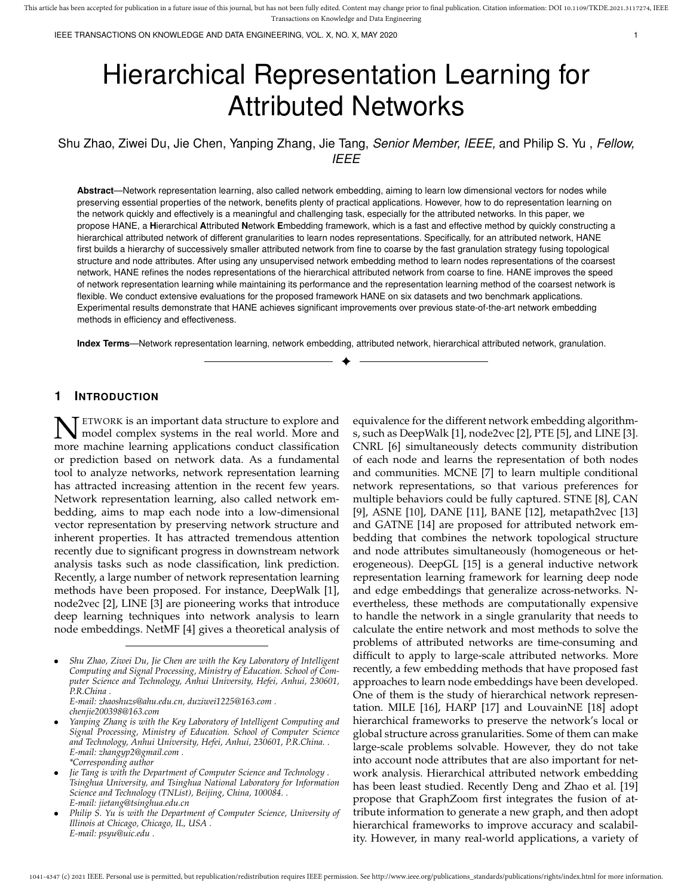# Hierarchical Representation Learning for Attributed Networks

Shu Zhao, Ziwei Du, Jie Chen, Yanping Zhang, Jie Tang, *Senior Member, IEEE,* and Philip S. Yu , *Fellow, IEEE*

**Abstract**—Network representation learning, also called network embedding, aiming to learn low dimensional vectors for nodes while preserving essential properties of the network, benefits plenty of practical applications. However, how to do representation learning on the network quickly and effectively is a meaningful and challenging task, especially for the attributed networks. In this paper, we propose HANE, a **H**ierarchical **A**ttributed **N**etwork **E**mbedding framework, which is a fast and effective method by quickly constructing a hierarchical attributed network of different granularities to learn nodes representations. Specifically, for an attributed network, HANE first builds a hierarchy of successively smaller attributed network from fine to coarse by the fast granulation strategy fusing topological structure and node attributes. After using any unsupervised network embedding method to learn nodes representations of the coarsest network, HANE refines the nodes representations of the hierarchical attributed network from coarse to fine. HANE improves the speed of network representation learning while maintaining its performance and the representation learning method of the coarsest network is flexible. We conduct extensive evaluations for the proposed framework HANE on six datasets and two benchmark applications. Experimental results demonstrate that HANE achieves significant improvements over previous state-of-the-art network embedding methods in efficiency and effectiveness.

**Index Terms**—Network representation learning, network embedding, attributed network, hierarchical attributed network, granulation.

## 1 Introduction

Network is an important data structure to explore and model complex systems in the real world. More and more machine learning applications conduct classification or prediction based on network data. As a fundamental tool to analyze networks, network representation learning has attracted increasing attention in the recent few years. Network representation learning, also called network embedding, aims to map each node into a low-dimensional vector representation by preserving network structure and inherent properties. It has attracted tremendous attention recently due to significant progress in downstream network analysis tasks such as node classification, link prediction. Recently, a large number of network representation learning methods have been proposed. For instance, DeepWalk [1], node2vec [2], LINE [3] are pioneering works that introduce deep learning techniques into network analysis to learn node embeddings. NetMF [4] gives a theoretical analysis of equivalence for the different network embedding algorithms, such as DeepWalk [1], node2vec [2], PTE [5], and LINE [3]. CNRL [6] simultaneously detects community distribution of each node and learns the representation of both nodes and communities. MCNE [7] to learn multiple conditional network representations, so that various preferences for multiple behaviors could be fully captured. STNE [8], CAN [9], ASNE [10], DANE [11], BANE [12], metapath2vec [13] and GATNE [14] are proposed for attributed network embedding that combines the network topological structure and node attributes simultaneously (homogeneous or heterogeneous). DeepGL [15] is a general inductive network representation learning framework for learning deep node and edge embeddings that generalize across-networks. Nevertheless, these methods are computationally expensive to handle the network in a single granularity that needs to calculate the entire network and most methods to solve the problems of attributed networks are time-consuming and difficult to apply to large-scale attributed networks. More recently, a few embedding methods that have proposed fast approaches to learn node embeddings have been developed. One of them is the study of hierarchical network representation. MILE [16], HARP [17] and LouvainNE [18] adopt hierarchical frameworks to preserve the network's local or global structure across granularities. Some of them can make large-scale problems solvable. However, they do not take into account node attributes that are also important for network analysis. Hierarchical attributed network embedding has been least studied. Recently Deng and Zhao et al. [19] propose that GraphZoom first integrates the fusion of attribute information to generate a new graph, and then adopt hierarchical frameworks to improve accuracy and scalability. However, in many real-world applications, a variety of

---

- *Shu Zhao, Ziwei Du, Jie Chen are with the Key Laboratory of Intelligent Computing and Signal Processing, Ministry of Education. School of Computer Science and Technology, Anhui University, Hefei, Anhui, 230601, P.R.China .*
  *E-mail: zhaoshuzs@ahu.edu.cn, duziwei1225@163.com . chenjie200398@163.com*
- *Yanping Zhang is with the Key Laboratory of Intelligent Computing and Signal Processing, Ministry of Education. School of Computer Science and Technology, Anhui University, Hefei, Anhui, 230601, P.R.China. .*
  *E-mail: zhangyp2@gmail.com .*
  *\*Corresponding author*
- *Jie Tang is with the Department of Computer Science and Technology . Tsinghua University, and Tsinghua National Laboratory for Information Science and Technology (TNList), Beijing, China, 100084. .*
  *E-mail: jietang@tsinghua.edu.cn*
- *Philip S. Yu is with the Department of Computer Science, University of Illinois at Chicago, Chicago, IL, USA .*
  *E-mail: psyu@uic.edu .*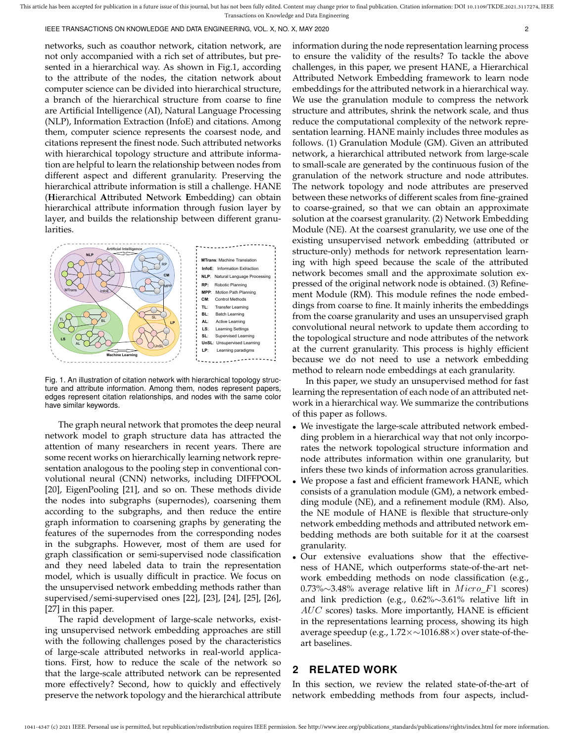networks, such as coauthor network, citation network, are not only accompanied with a rich set of attributes, but presented in a hierarchical way. As shown in Fig.1, according to the attribute of the nodes, the citation network about computer science can be divided into hierarchical structure, a branch of the hierarchical structure from coarse to fine are Artificial Intelligence (AI), Natural Language Processing (NLP), Information Extraction (InfoE) and citations. Among them, computer science represents the coarsest node, and citations represent the finest node. Such attributed networks with hierarchical topology structure and attribute information are helpful to learn the relationship between nodes from different aspect and different granularity. Preserving the hierarchical attribute information is still a challenge. HANE (**H**ierarchical **A**ttributed **N**etwork **E**mbedding) can obtain hierarchical attribute information through fusion layer by layer, and builds the relationship between different granularities.

Fig. 1. An illustration of citation network with hierarchical topology structure and attribute information. Among them, nodes represent papers, edges represent citation relationships, and nodes with the same color have similar keywords.

The graph neural network that promotes the deep neural network model to graph structure data has attracted the attention of many researchers in recent years. There are some recent works on hierarchically learning network representation analogous to the pooling step in conventional convolutional neural (CNN) networks, including DIFFPOOL [20], EigenPooling [21], and so on. These methods divide the nodes into subgraphs (supernodes), coarsening them according to the subgraphs, and then reduce the entire graph information to coarsening graphs by generating the features of the supernodes from the corresponding nodes in the subgraphs. However, most of them are used for graph classification or semi-supervised node classification and they need labeled data to train the representation model, which is usually difficult in practice. We focus on the unsupervised network embedding methods rather than supervised/semi-supervised ones [22], [23], [24], [25], [26], [27] in this paper.

The rapid development of large-scale networks, existing unsupervised network embedding approaches are still with the following challenges posed by the characteristics of large-scale attributed networks in real-world applications. First, how to reduce the scale of the network so that the large-scale attributed network can be represented more effectively? Second, how to quickly and effectively preserve the network topology and the hierarchical attribute information during the node representation learning process to ensure the validity of the results? To tackle the above challenges, in this paper, we present HANE, a Hierarchical Attributed Network Embedding framework to learn node embeddings for the attributed network in a hierarchical way. We use the granulation module to compress the network structure and attributes, shrink the network scale, and thus reduce the computational complexity of the network representation learning. HANE mainly includes three modules as follows. (1) Granulation Module (GM). Given an attributed network, a hierarchical attributed network from large-scale to small-scale are generated by the continuous fusion of the granulation of the network structure and node attributes. The network topology and node attributes are preserved between these networks of different scales from fine-grained to coarse-grained, so that we can obtain an approximate solution at the coarsest granularity. (2) Network Embedding Module (NE). At the coarsest granularity, we use one of the existing unsupervised network embedding (attributed or structure-only) methods for network representation learning with high speed because the scale of the attributed network becomes small and the approximate solution expressed of the original network node is obtained. (3) Refinement Module (RM). This module refines the node embeddings from coarse to fine. It mainly inherits the embeddings from the coarse granularity and uses an unsupervised graph convolutional neural network to update them according to the topological structure and node attributes of the network at the current granularity. This process is highly efficient because we do not need to use a network embedding method to relearn node embeddings at each granularity.

In this paper, we study an unsupervised method for fast learning the representation of each node of an attributed network in a hierarchical way. We summarize the contributions of this paper as follows.

- We investigate the large-scale attributed network embedding problem in a hierarchical way that not only incorporates the network topological structure information and node attributes information within one granularity, but infers these two kinds of information across granularities.
- We propose a fast and efficient framework HANE, which consists of a granulation module (GM), a network embedding module (NE), and a refinement module (RM). Also, the NE module of HANE is flexible that structure-only network embedding methods and attributed network embedding methods are both suitable for it at the coarsest granularity.
- Our extensive evaluations show that the effectiveness of HANE, which outperforms state-of-the-art network embedding methods on node classification (e.g., 0.73%$\sim$3.48% average relative lift in $Micro\_F1$ scores) and link prediction (e.g., 0.62%$\sim$3.61% relative lift in $AUC$ scores) tasks. More importantly, HANE is efficient in the representations learning process, showing its high average speedup (e.g., 1.72$\times\sim$1016.88$\times$) over state-of-the-art baselines.

## 2 Related Work

In this section, we review the related state-of-the-art of network embedding methods from four aspects, includ-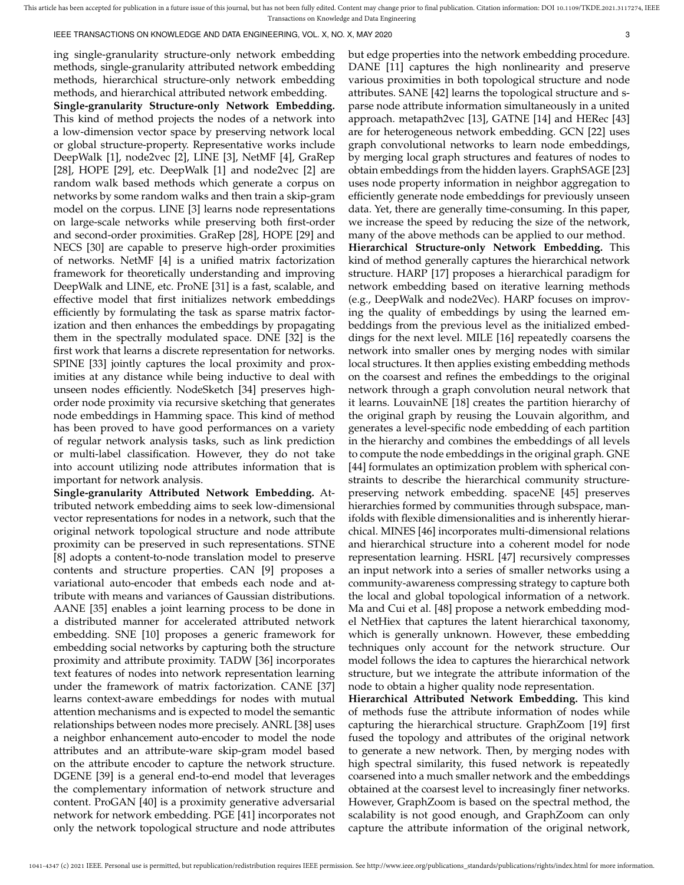ing single-granularity structure-only network embedding methods, single-granularity attributed network embedding methods, hierarchical structure-only network embedding methods, and hierarchical attributed network embedding.

**Single-granularity Structure-only Network Embedding.** This kind of method projects the nodes of a network into a low-dimension vector space by preserving network local or global structure-property. Representative works include DeepWalk [1], node2vec [2], LINE [3], NetMF [4], GraRep [28], HOPE [29], etc. DeepWalk [1] and node2vec [2] are random walk based methods which generate a corpus on networks by some random walks and then train a skip-gram model on the corpus. LINE [3] learns node representations on large-scale networks while preserving both first-order and second-order proximities. GraRep [28], HOPE [29] and NECS [30] are capable to preserve high-order proximities of networks. NetMF [4] is a unified matrix factorization framework for theoretically understanding and improving DeepWalk and LINE, etc. ProNE [31] is a fast, scalable, and effective model that first initializes network embeddings efficiently by formulating the task as sparse matrix factorization and then enhances the embeddings by propagating them in the spectrally modulated space. DNE [32] is the first work that learns a discrete representation for networks. SPINE [33] jointly captures the local proximity and proximities at any distance while being inductive to deal with unseen nodes efficiently. NodeSketch [34] preserves high-order node proximity via recursive sketching that generates node embeddings in Hamming space. This kind of method has been proved to have good performances on a variety of regular network analysis tasks, such as link prediction or multi-label classification. However, they do not take into account utilizing node attributes information that is important for network analysis.

**Single-granularity Attributed Network Embedding.** Attributed network embedding aims to seek low-dimensional vector representations for nodes in a network, such that the original network topological structure and node attribute proximity can be preserved in such representations. STNE [8] adopts a content-to-node translation model to preserve contents and structure properties. CAN [9] proposes a variational auto-encoder that embeds each node and attribute with means and variances of Gaussian distributions. AANE [35] enables a joint learning process to be done in a distributed manner for accelerated attributed network embedding. SNE [10] proposes a generic framework for embedding social networks by capturing both the structure proximity and attribute proximity. TADW [36] incorporates text features of nodes into network representation learning under the framework of matrix factorization. CANE [37] learns context-aware embeddings for nodes with mutual attention mechanisms and is expected to model the semantic relationships between nodes more precisely. ANRL [38] uses a neighbor enhancement auto-encoder to model the node attributes and an attribute-ware skip-gram model based on the attribute encoder to capture the network structure. DGENE [39] is a general end-to-end model that leverages the complementary information of network structure and content. ProGAN [40] is a proximity generative adversarial network for network embedding. PGE [41] incorporates not only the network topological structure and node attributes but edge properties into the network embedding procedure. DANE [11] captures the high nonlinearity and preserve various proximities in both topological structure and node attributes. SANE [42] learns the topological structure and sparse node attribute information simultaneously in a united approach. metapath2vec [13], GATNE [14] and HERec [43] are for heterogeneous network embedding. GCN [22] uses graph convolutional networks to learn node embeddings, by merging local graph structures and features of nodes to obtain embeddings from the hidden layers. GraphSAGE [23] uses node property information in neighbor aggregation to efficiently generate node embeddings for previously unseen data. Yet, there are generally time-consuming. In this paper, we increase the speed by reducing the size of the network, many of the above methods can be applied to our method.

**Hierarchical Structure-only Network Embedding.** This kind of method generally captures the hierarchical network structure. HARP [17] proposes a hierarchical paradigm for network embedding based on iterative learning methods (e.g., DeepWalk and node2Vec). HARP focuses on improving the quality of embeddings by using the learned embeddings from the previous level as the initialized embeddings for the next level. MILE [16] repeatedly coarsens the network into smaller ones by merging nodes with similar local structures. It then applies existing embedding methods on the coarsest and refines the embeddings to the original network through a graph convolution neural network that it learns. LouvainNE [18] creates the partition hierarchy of the original graph by reusing the Louvain algorithm, and generates a level-specific node embedding of each partition in the hierarchy and combines the embeddings of all levels to compute the node embeddings in the original graph. GNE [44] formulates an optimization problem with spherical constraints to describe the hierarchical community structure-preserving network embedding. spaceNE [45] preserves hierarchies formed by communities through subspace, manifolds with flexible dimensionalities and is inherently hierarchical. MINES [46] incorporates multi-dimensional relations and hierarchical structure into a coherent model for node representation learning. HSRL [47] recursively compresses an input network into a series of smaller networks using a community-awareness compressing strategy to capture both the local and global topological information of a network. Ma and Cui et al. [48] propose a network embedding model NetHiex that captures the latent hierarchical taxonomy, which is generally unknown. However, these embedding techniques only account for the network structure. Our model follows the idea to captures the hierarchical network structure, but we integrate the attribute information of the node to obtain a higher quality node representation.

**Hierarchical Attributed Network Embedding.** This kind of methods fuse the attribute information of nodes while capturing the hierarchical structure. GraphZoom [19] first fused the topology and attributes of the original network to generate a new network. Then, by merging nodes with high spectral similarity, this fused network is repeatedly coarsened into a much smaller network and the embeddings obtained at the coarsest level to increasingly finer networks. However, GraphZoom is based on the spectral method, the scalability is not good enough, and GraphZoom can only capture the attribute information of the original network,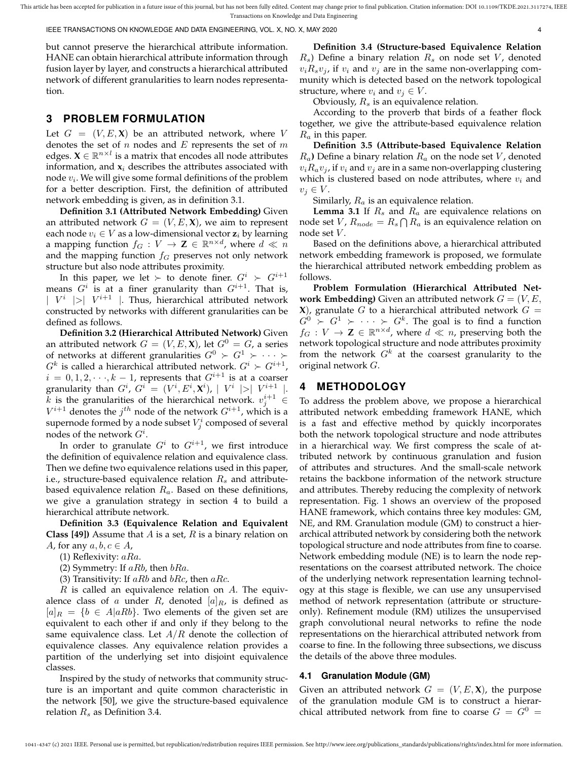but cannot preserve the hierarchical attribute information. HANE can obtain hierarchical attribute information through fusion layer by layer, and constructs a hierarchical attributed network of different granularities to learn nodes representation.

## 3 PROBLEM FORMULATION

Let $G = (V, E, \mathbf{X})$ be an attributed network, where $V$ denotes the set of $n$ nodes and $E$ represents the set of $m$ edges. $\mathbf{X} \in \mathbb{R}^{n \times l}$ is a matrix that encodes all node attributes information, and $\mathbf{x}_i$ describes the attributes associated with node $v_i$. We will give some formal definitions of the problem for a better description. First, the definition of attributed network embedding is given, as in definition 3.1.

**Definition 3.1 (Attributed Network Embedding)** Given an attributed network $G = (V, E, \mathbf{X})$, we aim to represent each node $v_i \in V$ as a low-dimensional vector $\mathbf{z}_i$ by learning a mapping function $f_G : V \rightarrow \mathbf{Z} \in \mathbb{R}^{n \times d}$, where $d \ll n$ and the mapping function $f_G$ preserves not only network structure but also node attributes proximity.

In this paper, we let $\succ$ to denote finer. $G^i \succ G^{i+1}$ means $G^i$ is at a finer granularity than $G^{i+1}$. That is, $\mid V^i \mid > \mid V^{i+1} \mid$. Thus, hierarchical attributed network constructed by networks with different granularities can be defined as follows.

**Definition 3.2 (Hierarchical Attributed Network)** Given an attributed network $G = (V, E, \mathbf{X})$, let $G^0 = G$, a series of networks at different granularities $G^0 \succ G^1 \succ \cdots \succ G^k$ is called a hierarchical attributed network. $G^i \succ G^{i+1}$, $i = 0, 1, 2, \cdots, k-1$, represents that $G^{i+1}$ is at a coarser granularity than $G^i$, $G^i = (V^i, E^i, \mathbf{X}^i)$, $\mid V^i \mid > \mid V^{i+1} \mid$. $k$ is the granularities of the hierarchical network. $v_j^{i+1} \in V^{i+1}$ denotes the $j^{th}$ node of the network $G^{i+1}$, which is a supernode formed by a node subset $V_j^i$ composed of several nodes of the network $G^i$.

In order to granulate $G^i$ to $G^{i+1}$, we first introduce the definition of equivalence relation and equivalence class. Then we define two equivalence relations used in this paper, i.e., structure-based equivalence relation $R_s$ and attribute-based equivalence relation $R_a$. Based on these definitions, we give a granulation strategy in section 4 to build a hierarchical attribute network.

**Definition 3.3 (Equivalence Relation and Equivalent Class [49])** Assume that $A$ is a set, $R$ is a binary relation on $A$, for any $a, b, c \in A$,

(1) Reflexivity: $aRa$.

(2) Symmetry: If $aRb$, then $bRa$.

(3) Transitivity: If $aRb$ and $bRc$, then $aRc$.

$R$ is called an equivalence relation on $A$. The equivalence class of $a$ under $R$, denoted $[a]_R$, is defined as $[a]_R = \{b \in A | aRb\}$. Two elements of the given set are equivalent to each other if and only if they belong to the same equivalence class. Let $A/R$ denote the collection of equivalence classes. Any equivalence relation provides a partition of the underlying set into disjoint equivalence classes.

Inspired by the study of networks that community structure is an important and quite common characteristic in the network [50], we give the structure-based equivalence relation $R_s$ as Definition 3.4.

**Definition 3.4 (Structure-based Equivalence Relation $R_s$)** Define a binary relation $R_s$ on node set $V$, denoted $v_i R_s v_j$, if $v_i$ and $v_j$ are in the same non-overlapping community which is detected based on the network topological structure, where $v_i$ and $v_j \in V$.

Obviously, $R_s$ is an equivalence relation.

According to the proverb that birds of a feather flock together, we give the attribute-based equivalence relation $R_a$ in this paper.

**Definition 3.5 (Attribute-based Equivalence Relation $R_a$)** Define a binary relation $R_a$ on the node set $V$, denoted $v_i R_a v_j$, if $v_i$ and $v_j$ are in a same non-overlapping clustering which is clustered based on node attributes, where $v_i$ and $v_j \in V$.

Similarly, $R_a$ is an equivalence relation.

**Lemma 3.1** If $R_s$ and $R_a$ are equivalence relations on node set $V$, $R_{node} = R_s \bigcap R_a$ is an equivalence relation on node set $V$.

Based on the definitions above, a hierarchical attributed network embedding framework is proposed, we formulate the hierarchical attributed network embedding problem as follows.

**Problem Formulation (Hierarchical Attributed Network Embedding)** Given an attributed network $G = (V, E, \mathbf{X})$, granulate $G$ to a hierarchical attributed network $G = G^0 \succ G^1 \succ \cdots \succ G^k$. The goal is to find a function $f_G : V \rightarrow \mathbf{Z} \in \mathbb{R}^{n \times d}$, where $d \ll n$, preserving both the network topological structure and node attributes proximity from the network $G^k$ at the coarsest granularity to the original network $G$.

## 4 METHODOLOGY

To address the problem above, we propose a hierarchical attributed network embedding framework HANE, which is a fast and effective method by quickly incorporates both the network topological structure and node attributes in a hierarchical way. We first compress the scale of attributed network by continuous granulation and fusion of attributes and structures. And the small-scale network retains the backbone information of the network structure and attributes. Thereby reducing the complexity of network representation. Fig. 1 shows an overview of the proposed HANE framework, which contains three key modules: GM, NE, and RM. Granulation module (GM) to construct a hierarchical attributed network by considering both the network topological structure and node attributes from fine to coarse. Network embedding module (NE) is to learn the node representations on the coarsest attributed network. The choice of the underlying network representation learning technology at this stage is flexible, we can use any unsupervised method of network representation (attribute or structure-only). Refinement module (RM) utilizes the unsupervised graph convolutional neural networks to refine the node representations on the hierarchical attributed network from coarse to fine. In the following three subsections, we discuss the details of the above three modules.

### 4.1 Granulation Module (GM)

Given an attributed network $G = (V, E, \mathbf{X})$, the purpose of the granulation module GM is to construct a hierarchical attributed network from fine to coarse $G = G^0 =$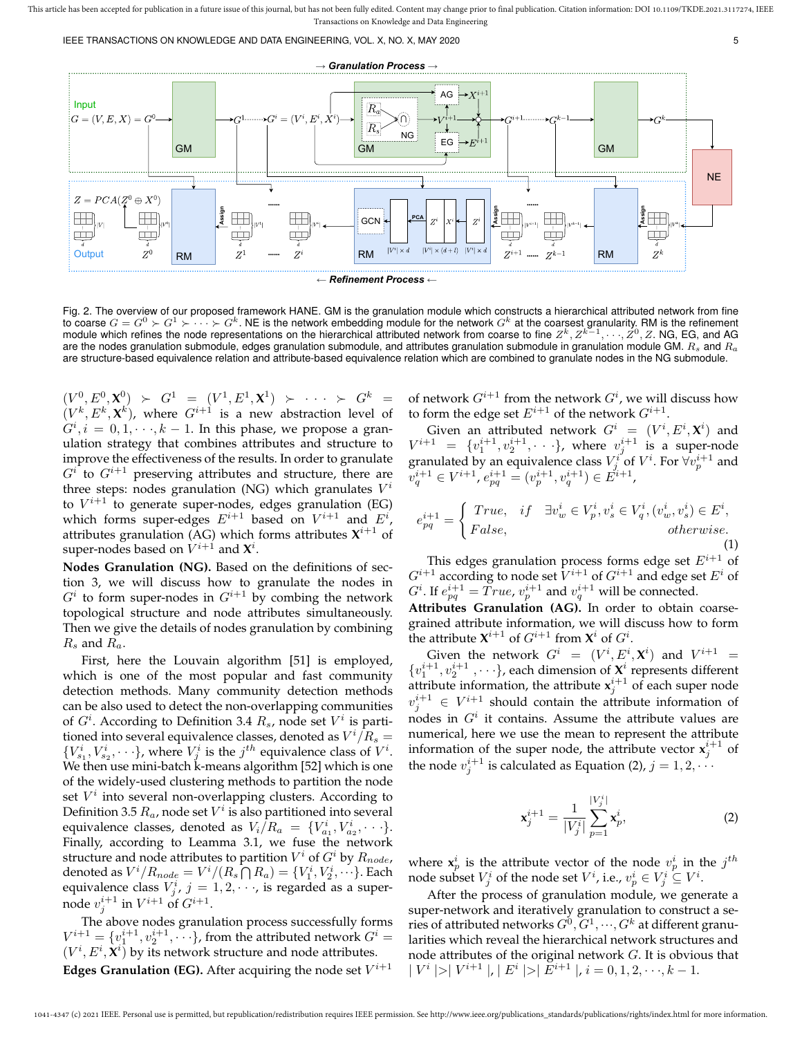Fig. 2. The overview of our proposed framework HANE. GM is the granulation module which constructs a hierarchical attributed network from fine to coarse $G = G^0 \succ G^1 \succ \cdots \succ G^k$. NE is the network embedding module for the network $G^k$ at the coarsest granularity. RM is the refinement module which refines the node representations on the hierarchical attributed network from coarse to fine $Z^k, Z^{k-1}, \cdots, Z^0, Z$. NG, EG, and AG are the nodes granulation submodule, edges granulation submodule, and attributes granulation submodule in granulation module GM. $R_s$ and $R_a$ are structure-based equivalence relation and attribute-based equivalence relation which are combined to granulate nodes in the NG submodule.

$(V^0, E^0, \mathbf{X}^0) \succ G^1 = (V^1, E^1, \mathbf{X}^1) \succ \cdots \succ G^k = (V^k, E^k, \mathbf{X}^k)$, where $G^{i+1}$ is a new abstraction level of $G^i, i = 0, 1, \cdots, k-1$. In this phase, we propose a granulation strategy that combines attributes and structure to improve the effectiveness of the results. In order to granulate $G^i$ to $G^{i+1}$ preserving attributes and structure, there are three steps: nodes granulation (NG) which granulates $V^i$ to $V^{i+1}$ to generate super-nodes, edges granulation (EG) which forms super-edges $E^{i+1}$ based on $V^{i+1}$ and $E^i$, attributes granulation (AG) which forms attributes $\mathbf{X}^{i+1}$ of super-nodes based on $V^{i+1}$ and $\mathbf{X}^i$.

**Nodes Granulation (NG).** Based on the definitions of section 3, we will discuss how to granulate the nodes in $G^i$ to form super-nodes in $G^{i+1}$ by combing the network topological structure and node attributes simultaneously. Then we give the details of nodes granulation by combining $R_s$ and $R_a$.

First, here the Louvain algorithm [51] is employed, which is one of the most popular and fast community detection methods. Many community detection methods can be also used to detect the non-overlapping communities of $G^i$. According to Definition 3.4 $R_s$, node set $V^i$ is partitioned into several equivalence classes, denoted as $V^i/R_s = \{V^i_{s_1}, V^i_{s_2}, \cdots\}$, where $V^i_j$ is the $j^{th}$ equivalence class of $V^i$. We then use mini-batch k-means algorithm [52] which is one of the widely-used clustering methods to partition the node set $V^i$ into several non-overlapping clusters. According to Definition 3.5 $R_a$, node set $V^i$ is also partitioned into several equivalence classes, denoted as $V_i/R_a = \{V^i_{a1}, V^i_{a2}, \cdots\}$. Finally, according to Leamma 3.1, we fuse the network structure and node attributes to partition $V^i$ of $G^i$ by $R_{node}$, denoted as $V^i/R_{node} = V^i/(R_s \bigcap R_a) = \{V^i_1, V^i_2, \cdots\}$. Each equivalence class $V^i_j$, $j = 1, 2, \cdots$, is regarded as a super-node $v^{i+1}_j$ in $V^{i+1}$ of $G^{i+1}$.

The above nodes granulation process successfully forms $V^{i+1} = \{v^{i+1}_1, v^{i+1}_2, \cdots\}$, from the attributed network $G^i = (V^i, E^i, \mathbf{X}^i)$ by its network structure and node attributes.

**Edges Granulation (EG).** After acquiring the node set $V^{i+1}$ of network $G^{i+1}$ from the network $G^i$, we will discuss how to form the edge set $E^{i+1}$ of the network $G^{i+1}$.

Given an attributed network $G^i = (V^i, E^i, \mathbf{X}^i)$ and $V^{i+1} = \{v^{i+1}_1, v^{i+1}_2, \cdots\}$, where $v^{i+1}_j$ is a super-node granulated by an equivalence class $V^i_j$ of $V^i$. For $\forall v^{i+1}_p$ and $v^{i+1}_q \in V^{i+1}$, $e^{i+1}_{pq} = (v^{i+1}_p, v^{i+1}_q) \in E^{i+1}$,

$$e^{i+1}_{pq} = \begin{cases} True, & if \quad \exists v^i_w \in V^i_p, v^i_s \in V^i_q, (v^i_w, v^i_s) \in E^i, \\ False, & otherwise. \end{cases} \tag{1}$$

This edges granulation process forms edge set $E^{i+1}$ of $G^{i+1}$ according to node set $V^{i+1}$ of $G^{i+1}$ and edge set $E^i$ of $G^i$. If $e^{i+1}_{pq} = True$, $v^{i+1}_p$ and $v^{i+1}_q$ will be connected.

**Attributes Granulation (AG).** In order to obtain coarse-grained attribute information, we will discuss how to form the attribute $\mathbf{X}^{i+1}$ of $G^{i+1}$ from $\mathbf{X}^i$ of $G^i$.

Given the network $G^i = (V^i, E^i, \mathbf{X}^i)$ and $V^{i+1} = \{v^{i+1}_1, v^{i+1}_2, \cdots\}$, each dimension of $\mathbf{X}^i$ represents different attribute information, the attribute $\mathbf{x}^{i+1}_j$ of each super node $v^{i+1}_j \in V^{i+1}$ should contain the attribute information of nodes in $G^i$ it contains. Assume the attribute values are numerical, here we use the mean to represent the attribute information of the super node, the attribute vector $\mathbf{x}^{i+1}_j$ of the node $v^{i+1}_j$ is calculated as Equation (2), $j = 1, 2, \cdots$

$$\mathbf{x}^{i+1}_j = \frac{1}{|V^i_j|} \sum_{p=1}^{|V^i_j|} \mathbf{x}^i_p, \tag{2}$$

where $\mathbf{x}^i_p$ is the attribute vector of the node $v^i_p$ in the $j^{th}$ node subset $V^i_j$ of the node set $V^i$, i.e., $v^i_p \in V^i_j \subseteq V^i$.

After the process of granulation module, we generate a super-network and iteratively granulation to construct a series of attributed networks $G^0, G^1, \cdots, G^k$ at different granularities which reveal the hierarchical network structures and node attributes of the original network $G$. It is obvious that $| V^i |>| V^{i+1} |, | E^i |>| E^{i+1} |, i = 0, 1, 2, \cdots, k-1$.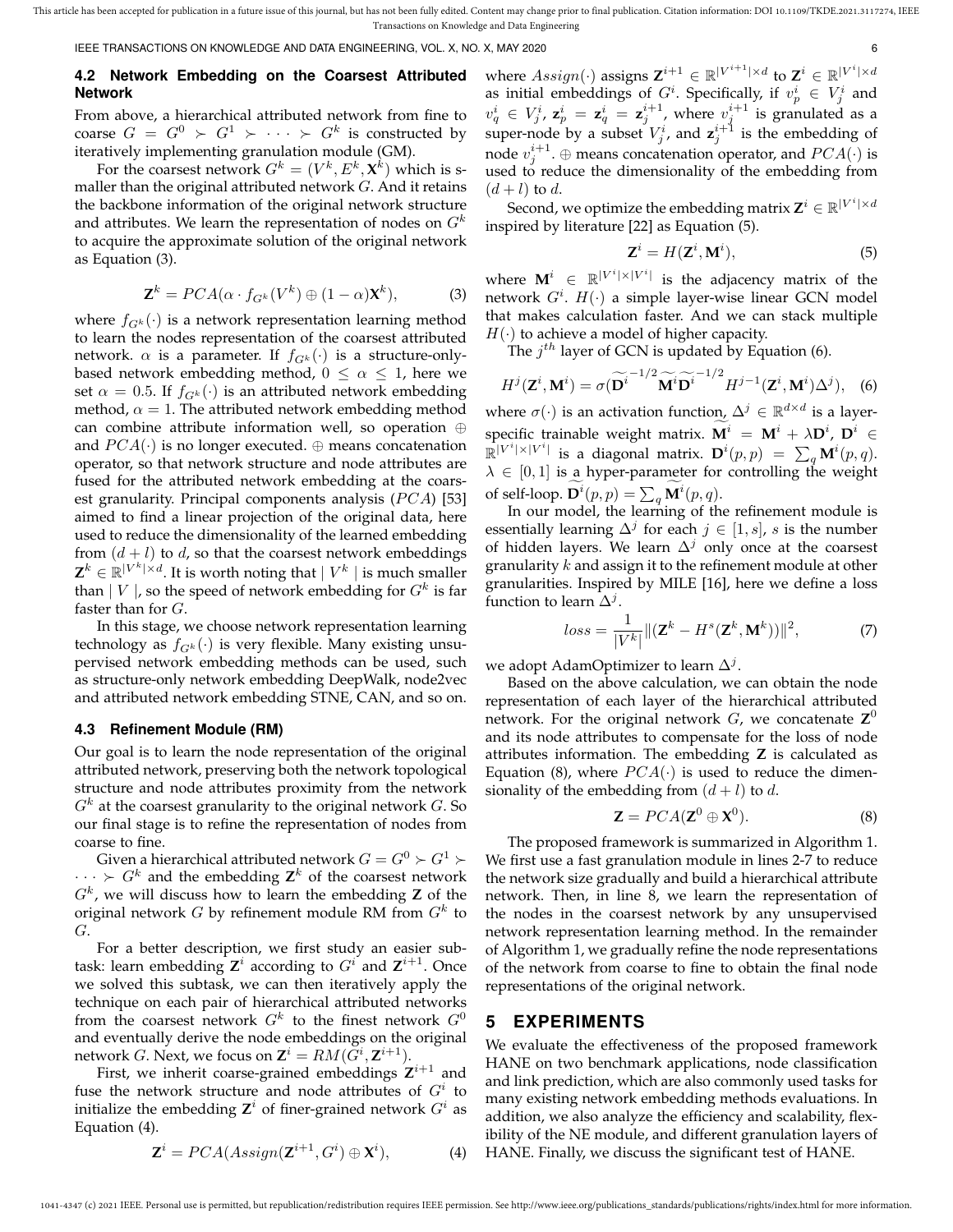### 4.2 Network Embedding on the Coarsest Attributed Network

From above, a hierarchical attributed network from fine to coarse $G = G^0 \succ G^1 \succ \cdots \succ G^k$ is constructed by iteratively implementing granulation module (GM).

For the coarsest network $G^k = (V^k, E^k, \mathbf{X}^k)$ which is smaller than the original attributed network $G$. And it retains the backbone information of the original network structure and attributes. We learn the representation of nodes on $G^k$ to acquire the approximate solution of the original network as Equation (3).

$$\mathbf{Z}^k = PCA(\alpha \cdot f_{G^k}(V^k) \oplus (1-\alpha)\mathbf{X}^k), \tag{3}$$

where $f_{G^k}(\cdot)$ is a network representation learning method to learn the nodes representation of the coarsest attributed network. $\alpha$ is a parameter. If $f_{G^k}(\cdot)$ is a structure-only-based network embedding method, $0 \le \alpha \le 1$, here we set $\alpha = 0.5$. If $f_{G^k}(\cdot)$ is an attributed network embedding method, $\alpha = 1$. The attributed network embedding method can combine attribute information well, so operation $\oplus$ and $PCA(\cdot)$ is no longer executed. $\oplus$ means concatenation operator, so that network structure and node attributes are fused for the attributed network embedding at the coarsest granularity. Principal components analysis ($PCA$) [53] aimed to find a linear projection of the original data, here used to reduce the dimensionality of the learned embedding from $(d + l)$ to $d$, so that the coarsest network embeddings $\mathbf{Z}^k \in \mathbb{R}^{|V^k| \times d}$. It is worth noting that $|V^k|$ is much smaller than $|V|$, so the speed of network embedding for $G^k$ is far faster than for $G$.

In this stage, we choose network representation learning technology as $f_{G^k}(\cdot)$ is very flexible. Many existing unsupervised network embedding methods can be used, such as structure-only network embedding DeepWalk, node2vec and attributed network embedding STNE, CAN, and so on.

### 4.3 Refinement Module (RM)

Our goal is to learn the node representation of the original attributed network, preserving both the network topological structure and node attributes proximity from the network $G^k$ at the coarsest granularity to the original network $G$. So our final stage is to refine the representation of nodes from coarse to fine.

Given a hierarchical attributed network $G = G^0 \succ G^1 \succ \cdots \succ G^k$ and the embedding $\mathbf{Z}^k$ of the coarsest network $G^k$, we will discuss how to learn the embedding $\mathbf{Z}$ of the original network $G$ by refinement module RM from $G^k$ to $G$.

For a better description, we first study an easier subtask: learn embedding $\mathbf{Z}^i$ according to $G^i$ and $\mathbf{Z}^{i+1}$. Once we solved this subtask, we can then iteratively apply the technique on each pair of hierarchical attributed networks from the coarsest network $G^k$ to the finest network $G^0$ and eventually derive the node embeddings on the original network $G$. Next, we focus on $\mathbf{Z}^i = RM(G^i, \mathbf{Z}^{i+1})$.

First, we inherit coarse-grained embeddings $\mathbf{Z}^{i+1}$ and fuse the network structure and node attributes of $G^i$ to initialize the embedding $\mathbf{Z}^i$ of finer-grained network $G^i$ as Equation (4).

$$\mathbf{Z}^i = PCA(Assign(\mathbf{Z}^{i+1}, G^i) \oplus \mathbf{X}^i), \tag{4}$$

where $Assign(\cdot)$ assigns $\mathbf{Z}^{i+1} \in \mathbb{R}^{|V^{i+1}| \times d}$ to $\mathbf{Z}^i \in \mathbb{R}^{|V^i| \times d}$ as initial embeddings of $G^i$. Specifically, if $v_p^i \in V_j^i$ and $v_q^i \in V_j^i$, $\mathbf{z}_p^i = \mathbf{z}_q^i = \mathbf{z}_j^{i+1}$, where $v_j^{i+1}$ is granulated as a super-node by a subset $V_j^i$, and $\mathbf{z}_j^{i+1}$ is the embedding of node $v_j^{i+1}$. $\oplus$ means concatenation operator, and $PCA(\cdot)$ is used to reduce the dimensionality of the embedding from $(d + l)$ to $d$.

Second, we optimize the embedding matrix $\mathbf{Z}^i \in \mathbb{R}^{|V^i| \times d}$ inspired by literature [22] as Equation (5).

$$\mathbf{Z}^i = H(\mathbf{Z}^i, \mathbf{M}^i), \tag{5}$$

where $\mathbf{M}^i \in \mathbb{R}^{|V^i| \times |V^i|}$ is the adjacency matrix of the network $G^i$. $H(\cdot)$ a simple layer-wise linear GCN model that makes calculation faster. And we can stack multiple $H(\cdot)$ to achieve a model of higher capacity.

The $j^{th}$ layer of GCN is updated by Equation (6).

$$H^j(\mathbf{Z}^i, \mathbf{M}^i) = \sigma(\widetilde{\mathbf{D}^i}^{-1/2} \widetilde{\mathbf{M}^i} \widetilde{\mathbf{D}^i}^{-1/2} H^{j-1}(\mathbf{Z}^i, \mathbf{M}^i)\Delta^j), \tag{6}$$

where $\sigma(\cdot)$ is an activation function, $\Delta^j \in \mathbb{R}^{d \times d}$ is a layer-specific trainable weight matrix. $\widetilde{\mathbf{M}^i} = \mathbf{M}^i + \lambda \mathbf{D}^i$, $\mathbf{D}^i \in \mathbb{R}^{|V^i| \times |V^i|}$ is a diagonal matrix. $\mathbf{D}^i(p,p) = \sum_q \mathbf{M}^i(p,q)$. $\lambda \in [0, 1]$ is a hyper-parameter for controlling the weight of self-loop. $\widetilde{\mathbf{D}^i}(p,p) = \sum_q \widetilde{\mathbf{M}^i}(p,q)$.

In our model, the learning of the refinement module is essentially learning $\Delta^j$ for each $j \in [1, s]$, $s$ is the number of hidden layers. We learn $\Delta^j$ only once at the coarsest granularity $k$ and assign it to the refinement module at other granularities. Inspired by MILE [16], here we define a loss function to learn $\Delta^j$.

$$loss = \frac{1}{|V^k|} \|(\mathbf{Z}^k - H^s(\mathbf{Z}^k, \mathbf{M}^k))\|^2, \tag{7}$$

we adopt AdamOptimizer to learn $\Delta^j$.

Based on the above calculation, we can obtain the node representation of each layer of the hierarchical attributed network. For the original network $G$, we concatenate $\mathbf{Z}^0$ and its node attributes to compensate for the loss of node attributes information. The embedding $\mathbf{Z}$ is calculated as Equation (8), where $PCA(\cdot)$ is used to reduce the dimensionality of the embedding from $(d + l)$ to $d$.

$$\mathbf{Z} = PCA(\mathbf{Z}^0 \oplus \mathbf{X}^0). \tag{8}$$

The proposed framework is summarized in Algorithm 1. We first use a fast granulation module in lines 2-7 to reduce the network size gradually and build a hierarchical attribute network. Then, in line 8, we learn the representation of the nodes in the coarsest network by any unsupervised network representation learning method. In the remainder of Algorithm 1, we gradually refine the node representations of the network from coarse to fine to obtain the final node representations of the original network.

## 5 EXPERIMENTS

We evaluate the effectiveness of the proposed framework HANE on two benchmark applications, node classification and link prediction, which are also commonly used tasks for many existing network embedding methods evaluations. In addition, we also analyze the efficiency and scalability, flexibility of the NE module, and different granulation layers of HANE. Finally, we discuss the significant test of HANE.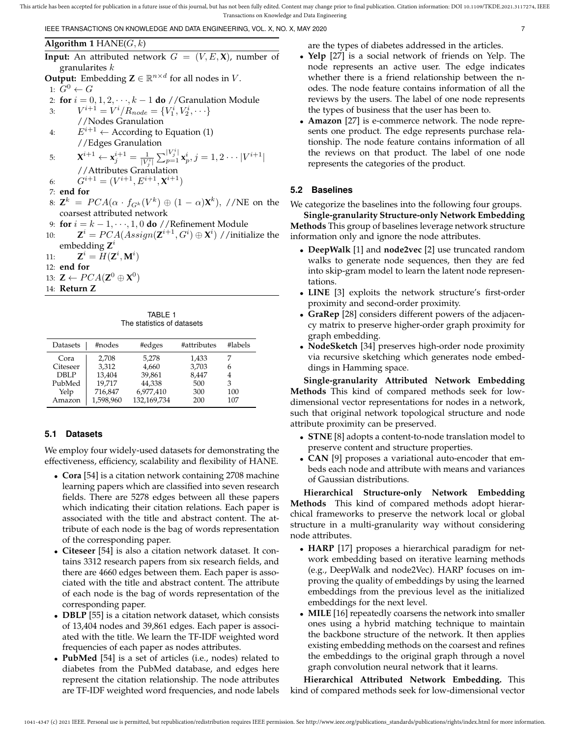**Algorithm 1** HANE($G, k$)

**Input:** An attributed network $G = (V, E, \mathbf{X})$, number of granularites $k$

**Output:** Embedding $\mathbf{Z} \in \mathbb{R}^{n \times d}$ for all nodes in $V$.

1: $G^0 \leftarrow G$
2: **for** $i = 0, 1, 2, \cdots, k-1$ **do** //Granulation Module
3: $\quad V^{i+1} = V^i / R_{node} = \{V_1^i, V_2^i, \cdots\}$ //Nodes Granulation
4: $\quad E^{i+1} \leftarrow$ According to Equation (1) //Edges Granulation
5: $\quad \mathbf{X}^{i+1} \leftarrow \mathbf{x}_j^{i+1} = \frac{1}{|V_j^i|} \sum_{p=1}^{|V_j^i|} \mathbf{x}_p^i, j = 1, 2 \cdots |V^{i+1}|$ //Attributes Granulation
6: $\quad G^{i+1} = (V^{i+1}, E^{i+1}, \mathbf{X}^{i+1})$
7: **end for**
8: $\mathbf{Z}^k = PCA(\alpha \cdot f_{G^k}(V^k) \oplus (1-\alpha)\mathbf{X}^k)$, //NE on the coarsest attributed network
9: **for** $i = k-1, \cdots, 1, 0$ **do** //Refinement Module
10: $\quad \mathbf{Z}^i = PCA(Assign(\mathbf{Z}^{i+1}, G^i) \oplus \mathbf{X}^i)$ //initialize the embedding $\mathbf{Z}^i$
11: $\quad \mathbf{Z}^i = H(\mathbf{Z}^i, \mathbf{M}^i)$
12: **end for**
13: $\mathbf{Z} \leftarrow PCA(\mathbf{Z}^0 \oplus \mathbf{X}^0)$
14: **Return Z**

TABLE 1
The statistics of datasets

| Datasets | #nodes | #edges | #attributes | #labels |
|---|---|---|---|---|
| Cora | 2,708 | 5,278 | 1,433 | 7 |
| Citeseer | 3,312 | 4,660 | 3,703 | 6 |
| DBLP | 13,404 | 39,861 | 8,447 | 4 |
| PubMed | 19,717 | 44,338 | 500 | 3 |
| Yelp | 716,847 | 6,977,410 | 300 | 100 |
| Amazon | 1,598,960 | 132,169,734 | 200 | 107 |

### 5.1 Datasets

We employ four widely-used datasets for demonstrating the effectiveness, efficiency, scalability and flexibility of HANE.

- **Cora** [54] is a citation network containing 2708 machine learning papers which are classified into seven research fields. There are 5278 edges between all these papers which indicating their citation relations. Each paper is associated with the title and abstract content. The attribute of each node is the bag of words representation of the corresponding paper.
- **Citeseer** [54] is also a citation network dataset. It contains 3312 research papers from six research fields, and there are 4660 edges between them. Each paper is associated with the title and abstract content. The attribute of each node is the bag of words representation of the corresponding paper.
- **DBLP** [55] is a citation network dataset, which consists of 13,404 nodes and 39,861 edges. Each paper is associated with the title. We learn the TF-IDF weighted word frequencies of each paper as nodes attributes.
- **PubMed** [54] is a set of articles (i.e., nodes) related to diabetes from the PubMed database, and edges here represent the citation relationship. The node attributes are TF-IDF weighted word frequencies, and node labels are the types of diabetes addressed in the articles.
- **Yelp** [27] is a social network of friends on Yelp. The node represents an active user. The edge indicates whether there is a friend relationship between the nodes. The node feature contains information of all the reviews by the users. The label of one node represents the types of business that the user has been to.
- **Amazon** [27] is e-commerce network. The node represents one product. The edge represents purchase relationship. The node feature contains information of all the reviews on that product. The label of one node represents the categories of the product.

### 5.2 Baselines

We categorize the baselines into the following four groups.

**Single-granularity Structure-only Network Embedding Methods** This group of baselines leverage network structure information only and ignore the node attributes.

- **DeepWalk** [1] and **node2vec** [2] use truncated random walks to generate node sequences, then they are fed into skip-gram model to learn the latent node representations.
- **LINE** [3] exploits the network structure's first-order proximity and second-order proximity.
- **GraRep** [28] considers different powers of the adjacency matrix to preserve higher-order graph proximity for graph embedding.
- **NodeSketch** [34] preserves high-order node proximity via recursive sketching which generates node embeddings in Hamming space.

**Single-granularity Attributed Network Embedding Methods** This kind of compared methods seek for low-dimensional vector representations for nodes in a network, such that original network topological structure and node attribute proximity can be preserved.

- **STNE** [8] adopts a content-to-node translation model to preserve content and structure properties.
- **CAN** [9] proposes a variational auto-encoder that embeds each node and attribute with means and variances of Gaussian distributions.

**Hierarchical Structure-only Network Embedding Methods** This kind of compared methods adopt hierarchical frameworks to preserve the network local or global structure in a multi-granularity way without considering node attributes.

- **HARP** [17] proposes a hierarchical paradigm for network embedding based on iterative learning methods (e.g., DeepWalk and node2Vec). HARP focuses on improving the quality of embeddings by using the learned embeddings from the previous level as the initialized embeddings for the next level.
- **MILE** [16] repeatedly coarsens the network into smaller ones using a hybrid matching technique to maintain the backbone structure of the network. It then applies existing embedding methods on the coarsest and refines the embeddings to the original graph through a novel graph convolution neural network that it learns.

**Hierarchical Attributed Network Embedding.** This kind of compared methods seek for low-dimensional vector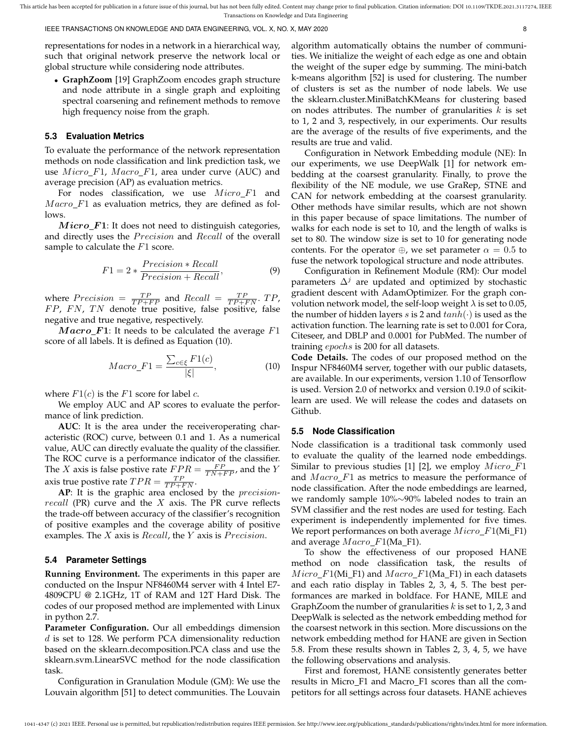representations for nodes in a network in a hierarchical way, such that original network preserve the network local or global structure while considering node attributes.

- **GraphZoom** [19] GraphZoom encodes graph structure and node attribute in a single graph and exploiting spectral coarsening and refinement methods to remove high frequency noise from the graph.

### 5.3 Evaluation Metrics

To evaluate the performance of the network representation methods on node classification and link prediction task, we use $Micro\_F1$, $Macro\_F1$, area under curve (AUC) and average precision (AP) as evaluation metrics.

For nodes classification, we use $Micro\_F1$ and $Macro\_F1$ as evaluation metrics, they are defined as follows.

***Micro_F1***: It does not need to distinguish categories, and directly uses the $Precision$ and $Recall$ of the overall sample to calculate the $F1$ score.

$$F1 = 2 * \frac{Precision * Recall}{Precision + Recall}, \tag{9}$$

where $Precision = \frac{TP}{TP+FP}$ and $Recall = \frac{TP}{TP+FN}$. $TP$, $FP$, $FN$, $TN$ denote true positive, false positive, false negative and true negative, respectively.

***Macro_F1***: It needs to be calculated the average $F1$ score of all labels. It is defined as Equation (10).

$$Macro\_F1 = \frac{\sum_{c \in \xi} F1(c)}{|\xi|}, \tag{10}$$

where $F1(c)$ is the $F1$ score for label $c$.

We employ AUC and AP scores to evaluate the performance of link prediction.

**AUC**: It is the area under the receiveroperating characteristic (ROC) curve, between 0.1 and 1. As a numerical value, AUC can directly evaluate the quality of the classifier. The ROC curve is a performance indicator of the classifier. The $X$ axis is false postive rate $FPR = \frac{FP}{TN+FP}$, and the $Y$ axis true postive rate $TPR = \frac{TP}{TP+FN}$.

**AP**: It is the graphic area enclosed by the $precision$-$recall$ (PR) curve and the $X$ axis. The PR curve reflects the trade-off between accuracy of the classifier's recognition of positive examples and the coverage ability of positive examples. The $X$ axis is $Recall$, the $Y$ axis is $Precision$.

### 5.4 Parameter Settings

**Running Environment.** The experiments in this paper are conducted on the Inspur NF8460M4 server with 4 Intel E7-4809CPU @ 2.1GHz, 1T of RAM and 12T Hard Disk. The codes of our proposed method are implemented with Linux in python 2.7.

**Parameter Configuration.** Our all embeddings dimension $d$ is set to 128. We perform PCA dimensionality reduction based on the sklearn.decomposition.PCA class and use the sklearn.svm.LinearSVC method for the node classification task.

Configuration in Granulation Module (GM): We use the Louvain algorithm [51] to detect communities. The Louvain algorithm automatically obtains the number of communities. We initialize the weight of each edge as one and obtain the weight of the super edge by summing. The mini-batch k-means algorithm [52] is used for clustering. The number of clusters is set as the number of node labels. We use the sklearn.cluster.MiniBatchKMeans for clustering based on nodes attributes. The number of granularities $k$ is set to 1, 2 and 3, respectively, in our experiments. Our results are the average of the results of five experiments, and the results are true and valid.

Configuration in Network Embedding module (NE): In our experiments, we use DeepWalk [1] for network embedding at the coarsest granularity. Finally, to prove the flexibility of the NE module, we use GraRep, STNE and CAN for network embedding at the coarsest granularity. Other methods have similar results, which are not shown in this paper because of space limitations. The number of walks for each node is set to 10, and the length of walks is set to 80. The window size is set to 10 for generating node contents. For the operator $\oplus$, we set parameter $\alpha = 0.5$ to fuse the network topological structure and node attributes.

Configuration in Refinement Module (RM): Our model parameters $\Delta^j$ are updated and optimized by stochastic gradient descent with AdamOptimizer. For the graph convolution network model, the self-loop weight $\lambda$ is set to 0.05, the number of hidden layers $s$ is 2 and $tanh(\cdot)$ is used as the activation function. The learning rate is set to 0.001 for Cora, Citeseer, and DBLP and 0.0001 for PubMed. The number of training $epochs$ is 200 for all datasets.

**Code Details.** The codes of our proposed method on the Inspur NF8460M4 server, together with our public datasets, are available. In our experiments, version 1.10 of Tensorflow is used. Version 2.0 of networkx and version 0.19.0 of scikit-learn are used. We will release the codes and datasets on Github.

### 5.5 Node Classification

Node classification is a traditional task commonly used to evaluate the quality of the learned node embeddings. Similar to previous studies [1] [2], we employ $Micro\_F1$ and $Macro\_F1$ as metrics to measure the performance of node classification. After the node embeddings are learned, we randomly sample 10%∼90% labeled nodes to train an SVM classifier and the rest nodes are used for testing. Each experiment is independently implemented for five times. We report performances on both average $Micro\_F1$(Mi_F1) and average $Macro\_F1$(Ma_F1).

To show the effectiveness of our proposed HANE method on node classification task, the results of $Micro\_F1$(Mi_F1) and $Macro\_F1$(Ma_F1) in each datasets and each ratio display in Tables 2, 3, 4, 5. The best performances are marked in boldface. For HANE, MILE and GraphZoom the number of granularities $k$ is set to 1, 2, 3 and DeepWalk is selected as the network embedding method for the coarsest network in this section. More discussions on the network embedding method for HANE are given in Section 5.8. From these results shown in Tables 2, 3, 4, 5, we have the following observations and analysis.

First and foremost, HANE consistently generates better results in Micro_F1 and Macro_F1 scores than all the competitors for all settings across four datasets. HANE achieves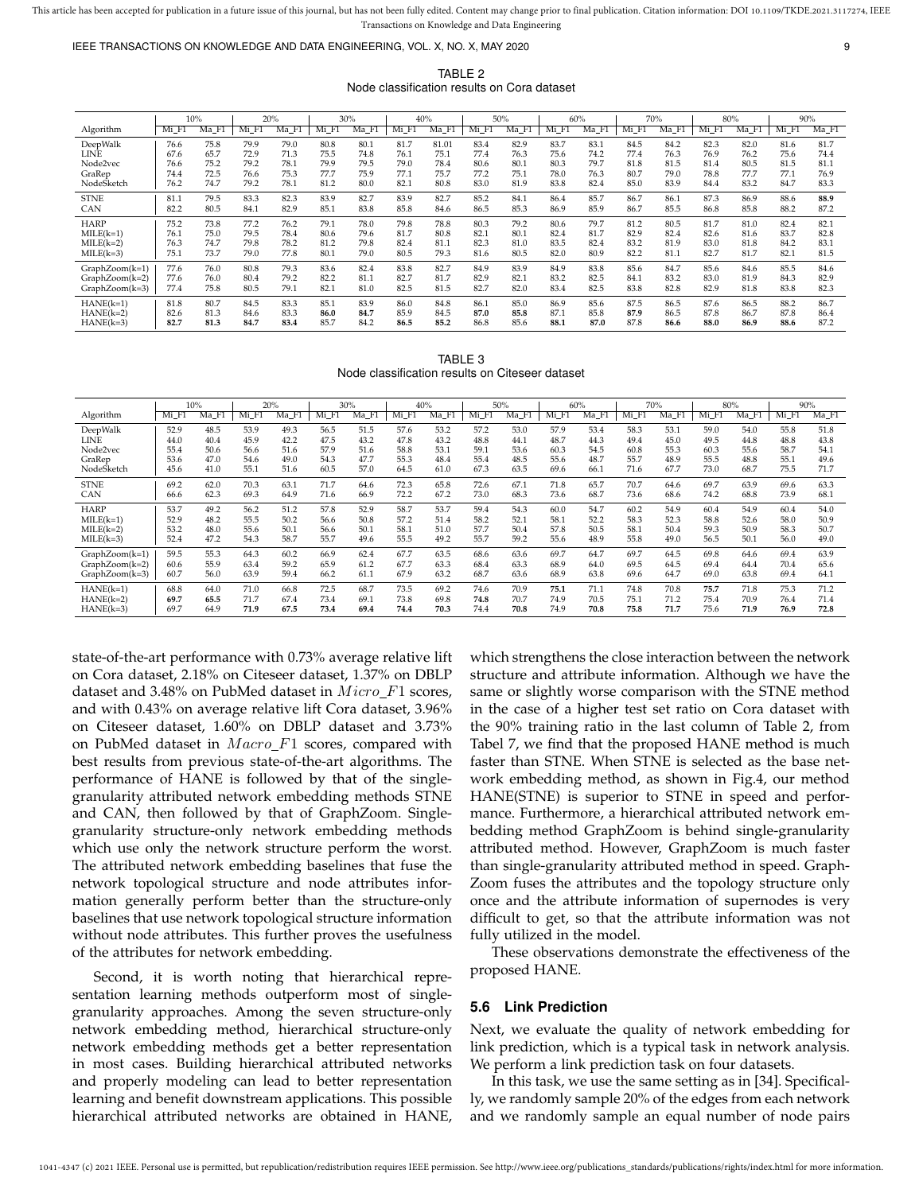TABLE 2
Node classification results on Cora dataset

| Algorithm | 10% | | 20% | | 30% | | 40% | | 50% | | 60% | | 70% | | 80% | | 90% | |
|---|---|---|---|---|---|---|---|---|---|---|---|---|---|---|---|---|---|---|
| | Mi_F1 | Ma_F1 | Mi_F1 | Ma_F1 | Mi_F1 | Ma_F1 | Mi_F1 | Ma_F1 | Mi_F1 | Ma_F1 | Mi_F1 | Ma_F1 | Mi_F1 | Ma_F1 | Mi_F1 | Ma_F1 | Mi_F1 | Ma_F1 |
| DeepWalk | 76.6 | 75.8 | 79.9 | 79.0 | 80.8 | 80.1 | 81.7 | 81.01 | 83.4 | 82.9 | 83.7 | 83.1 | 84.5 | 84.2 | 82.3 | 82.0 | 81.6 | 81.7 |
| LINE | 67.6 | 65.7 | 72.9 | 71.3 | 75.5 | 74.8 | 76.1 | 75.1 | 77.4 | 76.3 | 75.6 | 74.2 | 77.4 | 76.3 | 76.9 | 76.2 | 75.6 | 74.4 |
| Node2vec | 76.6 | 75.2 | 79.2 | 78.1 | 79.9 | 79.5 | 79.0 | 78.4 | 80.6 | 80.1 | 80.3 | 79.7 | 81.8 | 81.5 | 81.4 | 80.5 | 81.5 | 81.1 |
| GraRep | 74.4 | 72.5 | 76.6 | 75.3 | 77.7 | 75.9 | 77.1 | 75.7 | 77.2 | 75.1 | 78.0 | 76.3 | 80.7 | 79.0 | 78.8 | 77.7 | 77.1 | 76.9 |
| NodeSketch | 76.2 | 74.7 | 79.2 | 78.1 | 81.2 | 80.0 | 82.1 | 80.8 | 83.0 | 81.9 | 83.8 | 82.4 | 85.0 | 83.9 | 84.4 | 83.2 | 84.7 | 83.3 |
| STNE | 81.1 | 79.5 | 83.3 | 82.3 | 83.9 | 82.7 | 83.9 | 82.7 | 85.2 | 84.1 | 86.4 | 85.7 | 86.7 | 86.1 | 87.3 | 86.9 | 88.6 | **88.9** |
| CAN | 82.2 | 80.5 | 84.1 | 82.9 | 85.1 | 83.8 | 85.8 | 84.6 | 86.5 | 85.3 | 86.9 | 85.9 | 86.7 | 85.5 | 86.8 | 85.8 | 88.2 | 87.2 |
| HARP | 75.2 | 73.8 | 77.2 | 76.2 | 79.1 | 78.0 | 79.8 | 78.8 | 80.3 | 79.2 | 80.6 | 79.7 | 81.2 | 80.5 | 81.7 | 81.0 | 82.4 | 82.1 |
| MILE(k=1) | 76.1 | 75.0 | 79.5 | 78.4 | 80.6 | 79.6 | 81.7 | 80.8 | 82.1 | 80.1 | 82.4 | 81.7 | 82.9 | 82.4 | 82.6 | 81.6 | 83.7 | 82.8 |
| MILE(k=2) | 76.3 | 74.7 | 79.8 | 78.2 | 81.2 | 79.8 | 82.4 | 81.1 | 82.3 | 81.0 | 83.5 | 82.4 | 83.2 | 81.9 | 83.0 | 81.8 | 84.2 | 83.1 |
| MILE(k=3) | 75.1 | 73.7 | 79.0 | 77.8 | 80.1 | 79.0 | 80.5 | 79.3 | 81.6 | 80.5 | 82.0 | 80.9 | 82.2 | 81.1 | 82.7 | 81.7 | 82.1 | 81.5 |
| GraphZoom(k=1) | 77.6 | 76.0 | 80.8 | 79.3 | 83.6 | 82.4 | 83.8 | 82.7 | 84.9 | 83.9 | 84.9 | 83.8 | 85.6 | 84.7 | 85.6 | 84.6 | 85.5 | 84.6 |
| GraphZoom(k=2) | 77.6 | 76.0 | 80.4 | 79.2 | 82.2 | 81.1 | 82.7 | 81.7 | 82.9 | 82.1 | 83.2 | 82.5 | 84.1 | 83.2 | 83.0 | 81.9 | 84.3 | 82.9 |
| GraphZoom(k=3) | 77.4 | 75.8 | 80.5 | 79.1 | 82.1 | 81.0 | 82.5 | 81.5 | 82.7 | 82.0 | 83.4 | 82.5 | 83.8 | 82.8 | 82.9 | 81.8 | 83.8 | 82.3 |
| HANE(k=1) | 81.8 | 80.7 | 84.5 | 83.3 | 85.1 | 83.9 | 86.0 | 84.8 | 86.1 | 85.0 | 86.9 | 85.6 | 87.5 | 86.5 | 87.6 | 86.5 | 88.2 | 86.7 |
| HANE(k=2) | 82.6 | 81.3 | 84.6 | 83.3 | **86.0** | **84.7** | 85.9 | 84.5 | **87.0** | **85.8** | 87.1 | 85.8 | **87.9** | 86.5 | 87.8 | 86.7 | 87.8 | 86.4 |
| HANE(k=3) | **82.7** | **81.3** | **84.7** | **83.4** | 85.7 | 84.2 | **86.5** | **85.2** | 86.8 | 85.6 | **88.1** | **87.0** | 87.8 | **86.6** | **88.0** | **86.9** | **88.6** | 87.2 |

TABLE 3
Node classification results on Citeseer dataset

| Algorithm | 10% | | 20% | | 30% | | 40% | | 50% | | 60% | | 70% | | 80% | | 90% | |
|---|---|---|---|---|---|---|---|---|---|---|---|---|---|---|---|---|---|---|
| | Mi_F1 | Ma_F1 | Mi_F1 | Ma_F1 | Mi_F1 | Ma_F1 | Mi_F1 | Ma_F1 | Mi_F1 | Ma_F1 | Mi_F1 | Ma_F1 | Mi_F1 | Ma_F1 | Mi_F1 | Ma_F1 | Mi_F1 | Ma_F1 |
| DeepWalk | 52.9 | 48.5 | 53.9 | 49.3 | 56.5 | 51.5 | 57.6 | 53.2 | 57.2 | 53.0 | 57.9 | 53.4 | 58.3 | 53.1 | 59.0 | 54.0 | 55.8 | 51.8 |
| LINE | 44.0 | 40.4 | 45.9 | 42.2 | 47.5 | 43.2 | 47.8 | 43.2 | 48.8 | 44.1 | 48.7 | 44.3 | 49.4 | 45.0 | 49.5 | 44.8 | 48.8 | 43.8 |
| Node2vec | 55.4 | 50.6 | 56.6 | 51.6 | 57.9 | 51.6 | 58.8 | 53.1 | 59.1 | 53.6 | 60.3 | 54.5 | 60.8 | 55.3 | 60.3 | 55.6 | 58.7 | 54.1 |
| GraRep | 53.6 | 47.0 | 54.6 | 49.0 | 54.3 | 47.7 | 55.3 | 48.4 | 55.4 | 48.5 | 55.6 | 48.7 | 55.7 | 48.9 | 55.5 | 48.8 | 55.1 | 49.6 |
| NodeSketch | 45.6 | 41.0 | 55.1 | 51.6 | 60.5 | 57.0 | 64.5 | 61.0 | 67.3 | 63.5 | 69.6 | 66.1 | 71.6 | 67.7 | 73.0 | 68.7 | 75.5 | 71.7 |
| STNE | 69.2 | 62.0 | 70.3 | 63.1 | 71.7 | 64.6 | 72.3 | 65.8 | 72.6 | 67.1 | 71.8 | 65.7 | 70.7 | 64.6 | 69.7 | 63.9 | 69.6 | 63.3 |
| CAN | 66.6 | 62.3 | 69.3 | 64.9 | 71.6 | 66.9 | 72.2 | 67.2 | 73.0 | 68.3 | 73.6 | 68.7 | 73.6 | 68.6 | 74.2 | 68.8 | 73.9 | 68.1 |
| HARP | 53.7 | 49.2 | 56.2 | 51.2 | 57.8 | 52.9 | 58.7 | 53.7 | 59.4 | 54.3 | 60.0 | 54.7 | 60.2 | 54.9 | 60.4 | 54.9 | 60.4 | 54.0 |
| MILE(k=1) | 52.9 | 48.2 | 55.5 | 50.2 | 56.6 | 50.8 | 57.2 | 51.4 | 58.2 | 52.1 | 58.1 | 52.2 | 58.3 | 52.3 | 58.8 | 52.6 | 58.0 | 50.9 |
| MILE(k=2) | 53.2 | 48.0 | 55.6 | 50.1 | 56.6 | 50.1 | 58.1 | 51.0 | 57.7 | 50.4 | 57.8 | 50.5 | 58.1 | 50.4 | 59.3 | 50.9 | 58.3 | 50.7 |
| MILE(k=3) | 52.4 | 47.2 | 54.3 | 58.7 | 55.7 | 49.6 | 55.5 | 49.2 | 55.7 | 59.2 | 55.6 | 48.9 | 55.8 | 49.0 | 56.5 | 50.1 | 56.0 | 49.0 |
| GraphZoom(k=1) | 59.5 | 55.3 | 64.3 | 60.2 | 66.9 | 62.4 | 67.7 | 63.5 | 68.6 | 63.6 | 69.7 | 64.7 | 69.7 | 64.5 | 69.8 | 64.6 | 69.4 | 63.9 |
| GraphZoom(k=2) | 60.6 | 55.9 | 63.4 | 59.2 | 65.9 | 61.2 | 67.7 | 63.3 | 68.4 | 63.3 | 68.9 | 64.0 | 69.5 | 64.5 | 69.4 | 64.4 | 70.4 | 65.6 |
| GraphZoom(k=3) | 60.7 | 56.0 | 63.9 | 59.4 | 66.2 | 61.1 | 67.9 | 63.2 | 68.7 | 63.6 | 68.9 | 63.8 | 69.6 | 64.7 | 69.0 | 63.8 | 69.4 | 64.1 |
| HANE(k=1) | 68.8 | 64.0 | 71.0 | 66.8 | 72.5 | 68.7 | 73.5 | 69.2 | 74.6 | 70.9 | **75.1** | 71.1 | 74.8 | 70.8 | **75.7** | 71.8 | 75.3 | 71.2 |
| HANE(k=2) | **69.7** | **65.5** | 71.7 | 67.4 | 73.4 | 69.1 | 73.8 | 69.8 | **74.8** | 70.7 | 74.9 | 70.5 | 75.1 | 71.2 | 75.4 | 70.9 | 76.4 | 71.4 |
| HANE(k=3) | 69.7 | 64.9 | **71.9** | **67.5** | **73.4** | **69.4** | **74.4** | **70.3** | 74.4 | **70.8** | 74.9 | **70.8** | **75.8** | **71.7** | 75.6 | **71.9** | **76.9** | **72.8** |

state-of-the-art performance with 0.73% average relative lift on Cora dataset, 2.18% on Citeseer dataset, 1.37% on DBLP dataset and 3.48% on PubMed dataset in $Micro\_F1$ scores, and with 0.43% on average relative lift Cora dataset, 3.96% on Citeseer dataset, 1.60% on DBLP dataset and 3.73% on PubMed dataset in $Macro\_F1$ scores, compared with best results from previous state-of-the-art algorithms. The performance of HANE is followed by that of the single-granularity attributed network embedding methods STNE and CAN, then followed by that of GraphZoom. Single-granularity structure-only network embedding methods which use only the network structure perform the worst. The attributed network embedding baselines that fuse the network topological structure and node attributes information generally perform better than the structure-only baselines that use network topological structure information without node attributes. This further proves the usefulness of the attributes for network embedding.

Second, it is worth noting that hierarchical representation learning methods outperform most of single-granularity approaches. Among the seven structure-only network embedding method, hierarchical structure-only network embedding methods get a better representation in most cases. Building hierarchical attributed networks and properly modeling can lead to better representation learning and benefit downstream applications. This possible hierarchical attributed networks are obtained in HANE, which strengthens the close interaction between the network structure and attribute information. Although we have the same or slightly worse comparison with the STNE method in the case of a higher test set ratio on Cora dataset with the 90% training ratio in the last column of Table 2, from Tabel 7, we find that the proposed HANE method is much faster than STNE. When STNE is selected as the base network embedding method, as shown in Fig.4, our method HANE(STNE) is superior to STNE in speed and performance. Furthermore, a hierarchical attributed network embedding method GraphZoom is behind single-granularity attributed method. However, GraphZoom is much faster than single-granularity attributed method in speed. GraphZoom fuses the attributes and the topology structure only once and the attribute information of supernodes is very difficult to get, so that the attribute information was not fully utilized in the model.

These observations demonstrate the effectiveness of the proposed HANE.

### 5.6 Link Prediction

Next, we evaluate the quality of network embedding for link prediction, which is a typical task in network analysis. We perform a link prediction task on four datasets.

In this task, we use the same setting as in [34]. Specifically, we randomly sample 20% of the edges from each network and we randomly sample an equal number of node pairs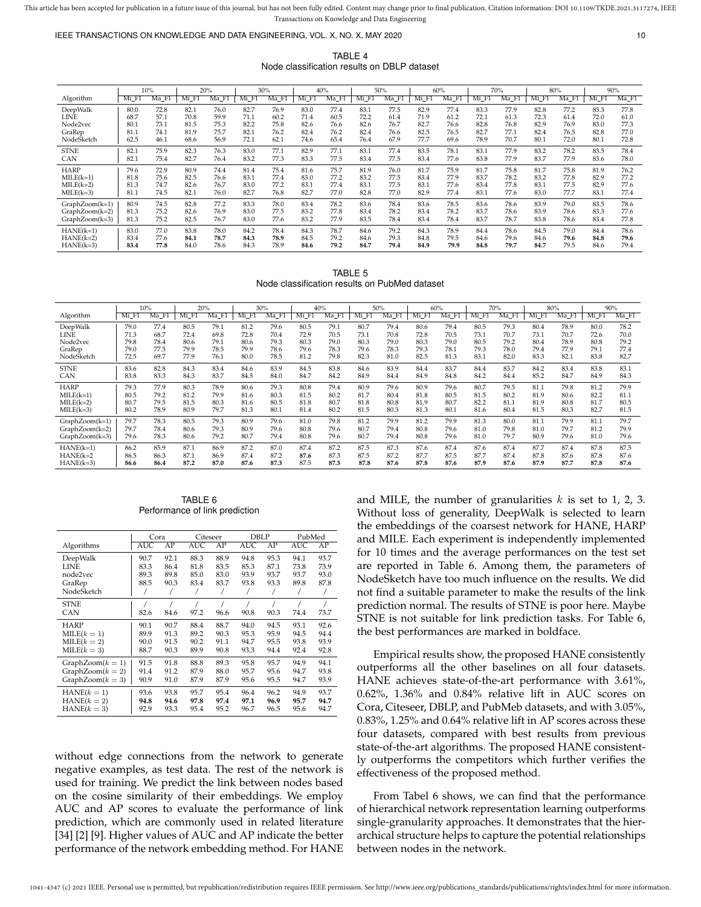TABLE 4
Node classification results on DBLP dataset

| Algorithm | 10% | | 20% | | 30% | | 40% | | 50% | | 60% | | 70% | | 80% | | 90% | |
|---|---|---|---|---|---|---|---|---|---|---|---|---|---|---|---|---|---|---|
| | Mi_F1 | Ma_F1 | Mi_F1 | Ma_F1 | Mi_F1 | Ma_F1 | Mi_F1 | Ma_F1 | Mi_F1 | Ma_F1 | Mi_F1 | Ma_F1 | Mi_F1 | Ma_F1 | Mi_F1 | Ma_F1 | Mi_F1 | Ma_F1 |
| DeepWalk | 80.0 | 72.8 | 82.1 | 76.0 | 82.7 | 76.9 | 83.0 | 77.4 | 83.1 | 77.5 | 82.9 | 77.4 | 83.3 | 77.9 | 82.8 | 77.2 | 83.3 | 77.8 |
| LINE | 68.7 | 57.1 | 70.8 | 59.9 | 71.1 | 60.2 | 71.4 | 60.5 | 72.2 | 61.4 | 71.9 | 61.2 | 72.1 | 61.3 | 72.3 | 61.4 | 72.0 | 61.0 |
| Node2vec | 80.1 | 73.1 | 81.5 | 75.3 | 82.2 | 75.8 | 82.6 | 76.6 | 82.6 | 76.7 | 82.7 | 76.6 | 82.8 | 76.8 | 82.9 | 76.9 | 83.0 | 77.3 |
| GraRep | 81.1 | 74.1 | 81.9 | 75.7 | 82.1 | 76.2 | 82.4 | 76.2 | 82.4 | 76.6 | 82.5 | 76.5 | 82.7 | 77.1 | 82.4 | 76.5 | 82.8 | 77.0 |
| NodeSketch | 62.5 | 46.1 | 68.6 | 56.9 | 72.1 | 62.1 | 74.6 | 65.4 | 76.4 | 67.9 | 77.7 | 69.6 | 78.9 | 70.7 | 80.1 | 72.0 | 80.1 | 72.8 |
| STNE | 82.1 | 75.9 | 82.3 | 76.3 | 83.0 | 77.1 | 82.9 | 77.1 | 83.1 | 77.4 | 83.5 | 78.1 | 83.1 | 77.9 | 83.2 | 78.2 | 83.5 | 78.4 |
| CAN | 82.1 | 75.4 | 82.7 | 76.4 | 83.2 | 77.3 | 83.3 | 77.5 | 83.4 | 77.5 | 83.4 | 77.6 | 83.8 | 77.9 | 83.7 | 77.9 | 83.6 | 78.0 |
| HARP | 79.6 | 72.9 | 80.9 | 74.4 | 81.4 | 75.4 | 81.6 | 75.7 | 81.9 | 76.0 | 81.7 | 75.9 | 81.7 | 75.8 | 81.7 | 75.8 | 81.9 | 76.2 |
| MILE(k=1) | 81.8 | 75.6 | 82.5 | 76.6 | 83.1 | 77.4 | 83.0 | 77.2 | 83.2 | 77.5 | 83.4 | 77.9 | 83.7 | 78.2 | 83.2 | 77.8 | 82.9 | 77.2 |
| MILE(k=2) | 81.3 | 74.7 | 82.6 | 76.7 | 83.0 | 77.2 | 83.1 | 77.4 | 83.1 | 77.5 | 83.1 | 77.6 | 83.4 | 77.8 | 83.1 | 77.5 | 82.9 | 77.6 |
| MILE(k=3) | 81.1 | 74.5 | 82.1 | 76.0 | 82.7 | 76.8 | 82.7 | 77.0 | 82.8 | 77.0 | 82.9 | 77.4 | 83.1 | 77.6 | 83.0 | 77.7 | 83.1 | 77.4 |
| GraphZoom(k=1) | 80.9 | 74.5 | 82.8 | 77.2 | 83.3 | 78.0 | 83.4 | 78.2 | 83.6 | 78.4 | 83.6 | 78.5 | 83.6 | 78.6 | 83.9 | 79.0 | 83.5 | 78.6 |
| GraphZoom(k=2) | 81.3 | 75.2 | 82.6 | 76.9 | 83.0 | 77.5 | 83.2 | 77.8 | 83.4 | 78.2 | 83.4 | 78.2 | 83.7 | 78.6 | 83.9 | 78.6 | 83.3 | 77.6 |
| GraphZoom(k=3) | 81.3 | 75.2 | 82.5 | 76.7 | 83.0 | 77.6 | 83.2 | 77.9 | 83.5 | 78.4 | 83.4 | 78.4 | 83.7 | 78.7 | 83.8 | 78.6 | 83.4 | 77.8 |
| HANE(k=1) | 83.0 | 77.0 | 83.8 | 78.0 | 84.2 | 78.4 | 84.3 | 78.7 | 84.6 | 79.2 | 84.3 | 78.9 | 84.4 | 78.6 | 84.5 | 79.0 | 84.4 | 78.6 |
| HANE(k=2) | 83.4 | 77.6 | **84.1** | **78.7** | **84.3** | **78.9** | 84.5 | 79.2 | 84.6 | 79.3 | 84.8 | 79.5 | 84.6 | 79.6 | 84.6 | **79.6** | **84.8** | **79.6** |
| HANE(k=3) | **83.4** | **77.8** | 84.0 | 78.6 | 84.3 | 78.9 | **84.6** | **79.2** | **84.7** | **79.4** | **84.9** | **79.9** | **84.8** | **79.7** | **84.7** | 79.5 | 84.6 | 79.4 |

TABLE 5
Node classification results on PubMed dataset

| Algorithm | 10% | | 20% | | 30% | | 40% | | 50% | | 60% | | 70% | | 80% | | 90% | |
|---|---|---|---|---|---|---|---|---|---|---|---|---|---|---|---|---|---|---|
| | Mi_F1 | Ma_F1 | Mi_F1 | Ma_F1 | Mi_F1 | Ma_F1 | Mi_F1 | Ma_F1 | Mi_F1 | Ma_F1 | Mi_F1 | Ma_F1 | Mi_F1 | Ma_F1 | Mi_F1 | Ma_F1 | Mi_F1 | Ma_F1 |
| DeepWalk | 79.0 | 77.4 | 80.5 | 79.1 | 81.2 | 79.6 | 80.5 | 79.1 | 80.7 | 79.4 | 80.6 | 79.4 | 80.5 | 79.3 | 80.4 | 78.9 | 80.0 | 78.2 |
| LINE | 71.3 | 68.7 | 72.4 | 69.8 | 72.8 | 70.4 | 72.9 | 70.5 | 73.1 | 70.8 | 72.8 | 70.5 | 73.1 | 70.7 | 73.1 | 70.7 | 72.6 | 70.0 |
| Node2vec | 79.8 | 78.4 | 80.6 | 79.1 | 80.6 | 79.3 | 80.3 | 79.0 | 80.3 | 79.0 | 80.3 | 79.0 | 80.5 | 79.2 | 80.4 | 78.9 | 80.8 | 79.2 |
| GraRep | 79.0 | 77.5 | 79.9 | 78.5 | 79.9 | 78.6 | 79.6 | 78.3 | 79.6 | 78.3 | 79.3 | 78.1 | 79.3 | 78.0 | 79.4 | 77.9 | 79.1 | 77.4 |
| NodeSketch | 72.5 | 69.7 | 77.9 | 76.1 | 80.0 | 78.5 | 81.2 | 79.8 | 82.3 | 81.0 | 82.5 | 81.3 | 83.1 | 82.0 | 83.3 | 82.1 | 83.8 | 82.7 |
| STNE | 83.6 | 82.8 | 84.3 | 83.4 | 84.6 | 83.9 | 84.5 | 83.8 | 84.6 | 83.9 | 84.4 | 83.7 | 84.4 | 83.7 | 84.2 | 83.4 | 83.8 | 83.1 |
| CAN | 83.8 | 83.3 | 84.3 | 83.7 | 84.5 | 84.0 | 84.7 | 84.2 | 84.9 | 84.4 | 84.9 | 84.8 | 84.2 | 84.4 | 85.2 | 84.7 | 84.9 | 84.3 |
| HARP | 79.3 | 77.9 | 80.3 | 78.9 | 80.6 | 79.3 | 80.8 | 79.4 | 80.9 | 79.6 | 80.9 | 79.6 | 80.7 | 79.5 | 81.1 | 79.8 | 81.2 | 79.9 |
| MILE(k=1) | 80.5 | 79.2 | 81.2 | 79.9 | 81.6 | 80.3 | 81.5 | 80.2 | 81.7 | 80.4 | 81.8 | 80.5 | 81.5 | 80.2 | 81.9 | 80.6 | 82.2 | 81.1 |
| MILE(k=2) | 80.7 | 79.5 | 81.5 | 80.3 | 81.6 | 80.5 | 81.8 | 80.7 | 81.8 | 80.8 | 81.9 | 80.7 | 82.2 | 81.1 | 81.9 | 80.8 | 81.7 | 80.5 |
| MILE(k=3) | 80.2 | 78.9 | 80.9 | 79.7 | 81.3 | 80.1 | 81.4 | 80.2 | 81.5 | 80.3 | 81.3 | 80.1 | 81.6 | 80.4 | 81.5 | 80.3 | 82.7 | 81.5 |
| GraphZoom(k=1) | 79.7 | 78.3 | 80.5 | 79.3 | 80.9 | 79.6 | 81.0 | 79.8 | 81.2 | 79.9 | 81.2 | 79.9 | 81.3 | 80.0 | 81.1 | 79.9 | 81.1 | 79.7 |
| GraphZoom(k=2) | 79.7 | 78.4 | 80.6 | 79.3 | 80.9 | 79.6 | 80.8 | 79.6 | 80.7 | 79.4 | 80.8 | 79.6 | 81.0 | 79.8 | 81.0 | 79.7 | 81.2 | 79.9 |
| GraphZoom(k=3) | 79.6 | 78.3 | 80.6 | 79.2 | 80.7 | 79.4 | 80.8 | 79.6 | 80.7 | 79.4 | 80.8 | 79.6 | 81.0 | 79.7 | 80.9 | 79.6 | 81.0 | 79.6 |
| HANE(k=1) | 86.2 | 85.9 | 87.1 | 86.9 | 87.2 | 87.0 | 87.4 | 87.2 | 87.5 | 87.3 | 87.6 | 87.4 | 87.6 | 87.4 | 87.7 | 87.4 | 87.8 | 87.5 |
| HANE(k=2 | 86.5 | 86.3 | 87.1 | 86.9 | 87.4 | 87.2 | **87.6** | 87.3 | 87.5 | 87.2 | 87.7 | 87.5 | 87.7 | 87.4 | 87.8 | 87.6 | 87.8 | 87.6 |
| HANE(k=3) | **86.6** | **86.4** | **87.2** | **87.0** | **87.6** | **87.3** | 87.5 | **87.3** | **87.8** | **87.6** | **87.8** | **87.6** | **87.9** | **87.6** | **87.9** | **87.7** | **87.8** | **87.6** |

TABLE 6
Performance of link prediction

| Algorithms | Cora | | Citeseer | | DBLP | | PubMed | |
|---|---|---|---|---|---|---|---|---|
| | AUC | AP | AUC | AP | AUC | AP | AUC | AP |
| DeepWalk | 90.7 | 92.1 | 88.3 | 88.9 | 94.8 | 95.3 | 94.1 | 93.7 |
| LINE | 83.3 | 86.4 | 81.8 | 83.5 | 85.3 | 87.1 | 73.8 | 73.9 |
| node2vec | 89.3 | 89.8 | 85.0 | 83.0 | 93.9 | 93.7 | 93.7 | 93.0 |
| GraRep | 88.5 | 90.3 | 83.4 | 83.7 | 93.8 | 93.3 | 89.8 | 87.8 |
| NodeSketch | / | / | / | / | / | / | / | / |
| STNE | / | / | / | / | / | / | / | / |
| CAN | 82.6 | 84.6 | 97.2 | 96.6 | 90.8 | 90.3 | 74.4 | 73.7 |
| HARP | 90.1 | 90.7 | 88.4 | 88.7 | 94.0 | 94.5 | 93.1 | 92.6 |
| MILE($k=1$) | 89.9 | 91.3 | 89.2 | 90.3 | 95.3 | 95.9 | 94.5 | 94.4 |
| MILE($k=2$) | 90.0 | 91.5 | 90.2 | 91.1 | 94.7 | 95.5 | 93.8 | 93.9 |
| MILE($k=3$) | 88.7 | 90.3 | 89.9 | 90.8 | 93.3 | 94.4 | 92.4 | 92.8 |
| GraphZoom($k=1$) | 91.5 | 91.8 | 88.8 | 89.3 | 95.8 | 95.7 | 94.9 | 94.1 |
| GraphZoom($k=2$) | 91.4 | 91.2 | 87.9 | 88.0 | 95.7 | 95.6 | 94.7 | 93.8 |
| GraphZoom($k=3$) | 90.9 | 91.0 | 87.9 | 87.9 | 95.6 | 95.5 | 94.7 | 93.9 |
| HANE($k=1$) | 93.6 | 93.8 | 95.7 | 95.4 | 96.4 | 96.2 | 94.9 | 93.7 |
| HANE($k=2$) | **94.8** | **94.6** | **97.8** | **97.4** | **97.1** | **96.9** | **95.7** | **94.7** |
| HANE($k=3$) | 92.9 | 93.3 | 95.4 | 95.2 | 96.7 | 96.5 | 95.6 | 94.7 |

without edge connections from the network to generate negative examples, as test data. The rest of the network is used for training. We predict the link between nodes based on the cosine similarity of their embeddings. We employ AUC and AP scores to evaluate the performance of link prediction, which are commonly used in related literature [34] [2] [9]. Higher values of AUC and AP indicate the better performance of the network embedding method. For HANE and MILE, the number of granularities $k$ is set to 1, 2, 3. Without loss of generality, DeepWalk is selected to learn the embeddings of the coarsest network for HANE, HARP and MILE. Each experiment is independently implemented for 10 times and the average performances on the test set are reported in Table 6. Among them, the parameters of NodeSketch have too much influence on the results. We did not find a suitable parameter to make the results of the link prediction normal. The results of STNE is poor here. Maybe STNE is not suitable for link prediction tasks. For Table 6, the best performances are marked in boldface.

Empirical results show, the proposed HANE consistently outperforms all the other baselines on all four datasets. HANE achieves state-of-the-art performance with 3.61%, 0.62%, 1.36% and 0.84% relative lift in AUC scores on Cora, Citeseer, DBLP, and PubMeb datasets, and with 3.05%, 0.83%, 1.25% and 0.64% relative lift in AP scores across these four datasets, compared with best results from previous state-of-the-art algorithms. The proposed HANE consistently outperforms the competitors which further verifies the effectiveness of the proposed method.

From Tabel 6 shows, we can find that the performance of hierarchical network representation learning outperforms single-granularity approaches. It demonstrates that the hierarchical structure helps to capture the potential relationships between nodes in the network.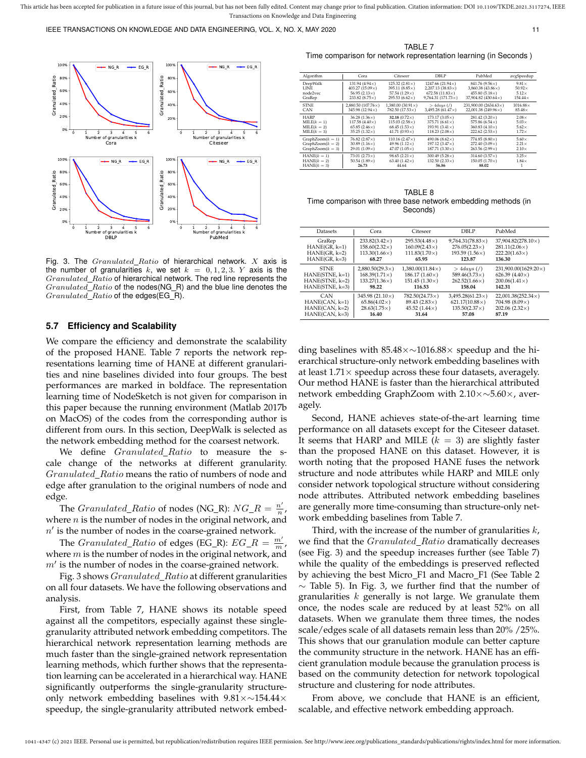Fig. 3. The $Granulated\_Ratio$ of hierarchical network. $X$ axis is the number of granularities $k$, we set $k = 0, 1, 2, 3$. $Y$ axis is the $Granulated\_Ratio$ of hierarchical network. The red line represents the $Granulated\_Ratio$ of the nodes(NG_R) and the blue line denotes the $Granulated\_Ratio$ of the edges(EG_R).

### 5.7 Efficiency and Scalability

We compare the efficiency and demonstrate the scalability of the proposed HANE. Table 7 reports the network representations learning time of HANE at different granularities and nine baselines divided into four groups. The best performances are marked in boldface. The representation learning time of NodeSketch is not given for comparison in this paper because the running environment (Matlab 2017b on MacOS) of the codes from the corresponding author is different from ours. In this section, DeepWalk is selected as the network embedding method for the coarsest network.

We define $Granulated\_Ratio$ to measure the scale change of the networks at different granularity. $Granulated\_Ratio$ means the ratio of numbers of node and edge after granulation to the original numbers of node and edge.

The $Granulated\_Ratio$ of nodes (NG_R): $NG\_R = \frac{n'}{n}$, where $n$ is the number of nodes in the original network, and $n'$ is the number of nodes in the coarse-grained network.

The $Granulated\_Ratio$ of edges (EG_R): $EG\_R = \frac{m'}{m}$, where $m$ is the number of nodes in the original network, and $m'$ is the number of nodes in the coarse-grained network.

Fig. 3 shows $Granulated\_Ratio$ at different granularities on all four datasets. We have the following observations and analysis.

First, from Table 7, HANE shows its notable speed against all the competitors, especially against these single-granularity attributed network embedding competitors. The hierarchical network representation learning methods are much faster than the single-grained network representation learning methods, which further shows that the representation learning can be accelerated in a hierarchical way. HANE significantly outperforms the single-granularity structure-only network embedding baselines with 9.81×∼154.44× speedup, the single-granularity attributed network embedding baselines with 85.48×∼1016.88× speedup and the hierarchical structure-only network embedding baselines with at least 1.71× speedup across these four datasets, averagely. Our method HANE is faster than the hierarchical attributed network embedding GraphZoom with 2.10×∼5.60×, averagely.

TABLE 7
Time comparison for network representation learning (in Seconds )

| Algorithm | Cora | Citeseer | DBLP | PubMed | avgSpeedup |
|---|---|---|---|---|---|
| DeepWalk | 131.94 (4.94×) | 125.32 (2.81×) | 1247.66 (21.94×) | 841.76 (9.56×) | 9.81× |
| LINE | 403.27 (15.09×) | 395.11 (8.85×) | 2,207.13 (38.83×) | 3,860.38 (43.86×) | 50.92× |
| node2vec | 56.95 (2.13×) | 57.54 (1.29×) | 672.58 (11.83×) | 455.80 (5.18×) | 5.12× |
| GraRep | 233.82 (8.75×) | 295.53 (6.62×) | 9,764.31 (171.73×) | 37,904.82 (430.64×) | 154.44× |
| STNE | 2,880.50 (107.76×) | 1,380.00 (30.91×) | $> 4days$ (/) | 231,900.00 (2634.63×) | 1016.88× |
| CAN | 345.98 (12.94×) | 782.50 (17.53×) | 3,495.28 (61.47×) | 22,001.38 (249.96×) | 85.48× |
| HARP | 36.28 (1.36×) | **32.18** (0.72×) | 173.17 (3.05×) | 281.42 (3.20×) | 2.08× |
| MILE($k=1$) | 117.58 (4.40×) | 115.03 (2.58×) | 375.71 (6.61×) | 575.86 (6.54×) | 5.03× |
| MILE($k=2$) | 65.85 (2.46×) | 68.45 (1.53×) | 193.91 (3.41×) | 360.83 (4.10×) | 5.62× |
| MILE($k=3$) | 35.25 (1.32×) | 41.71 (0.93×) | 118.23 (2.08×) | 222.62 (2.53×) | 1.72× |
| GraphZoom($k=1$) | 76.82 (2.87×) | 110.16 (2.47×) | 490.06 (8.62×) | 774.85 (8.80×) | 5.60× |
| GraphZoom($k=2$) | 30.89 (1.16×) | 49.96 (1.12×) | 197.12 (3.47×) | 272.40 (3.09×) | 2.21× |
| GraphZoom($k=3$) | 29.01 (1.09×) | 47.07 (1.05×) | 187.71 (3.30×) | 263.56 (2.99×) | 2.10× |
| HANE($k=1$) | 73.01 (2.73×) | 98.65 (2.21×) | 300.49 (5.28×) | 314.60 (3.57×) | 3.25× |
| HANE($k=2$) | 50.54 (1.89×) | 63.40 (1.42×) | 132.50 (2.33×) | 150.05 (1.70×) | 1.84× |
| HANE($k=3$) | **26.73** | 44.64 | **56.86** | **88.02** | 1 |

TABLE 8
Time comparison with three base network embedding methods (in Seconds)

| Datasets | Cora | Citeseer | DBLP | PubMed |
|---|---|---|---|---|
| GraRep | 233.82(3.42×) | 295.53(4.48×) | 9,764.31(78.83×) | 37,904.82(278.10×) |
| HANE(GR, k=1) | 158.60(2.32×) | 160.09(2.43×) | 276.05(2.23×) | 281.11(2.06×) |
| HANE(GR, k=2) | 113.30(1.66×) | 111.83(1.70×) | 193.59 (1.56×) | 222.20(1.63×) |
| HANE(GR, k=3) | **68.27** | **65.95** | **123.87** | **136.30** |
| STNE | 2,880.50(29.3×) | 1,380.00(11.84×) | $> 4days$ (/) | 231,900.00(1629.20×) |
| HANE(STNE, k=1) | 168.39(1.71×) | 186.17 (1.60×) | 589.46(3.73×) | 626.39 (4.40×) |
| HANE(STNE, k=2) | 133.27(1.36×) | 151.45 (1.30×) | 262.52(1.66×) | 200.06(1.41×) |
| HANE(STNE, k=3) | **98.22** | **116.53** | **158.04** | **142.31** |
| CAN | 345.98 (21.10×) | 782.50(24.73×) | 3,495.28(61.23×) | 22,001.38(252.34×) |
| HANE(CAN, k=1) | 65.86(4.02×) | 89.43 (2.83×) | 621.17(10.88×) | 704.98 (8.09×) |
| HANE(CAN, k=2) | 28.63(1.75×) | 45.52 (1.44×) | 135.50(2.37×) | 202.06 (2.32×) |
| HANE(CAN, k=3) | **16.40** | **31.64** | **57.08** | **87.19** |

Second, HANE achieves state-of-the-art learning time performance on all datasets except for the Citeseer dataset. It seems that HARP and MILE ($k = 3$) are slightly faster than the proposed HANE on this dataset. However, it is worth noting that the proposed HANE fuses the network structure and node attributes while HARP and MILE only consider network topological structure without considering node attributes. Attributed network embedding baselines are generally more time-consuming than structure-only network embedding baselines from Table 7.

Third, with the increase of the number of granularities $k$, we find that the $Granulated\_Ratio$ dramatically decreases (see Fig. 3) and the speedup increases further (see Table 7) while the quality of the embeddings is preserved reflected by achieving the best Micro_F1 and Macro_F1 (See Table 2 ∼ Table 5). In Fig. 3, we further find that the number of granularities $k$ generally is not large. We granulate them once, the nodes scale are reduced by at least 52% on all datasets. When we granulate them three times, the nodes scale/edges scale of all datasets remain less than 20% /25%. This shows that our granulation module can better capture the community structure in the network. HANE has an efficient granulation module because the granulation process is based on the community detection for network topological structure and clustering for node attributes.

From above, we conclude that HANE is an efficient, scalable, and effective network embedding approach.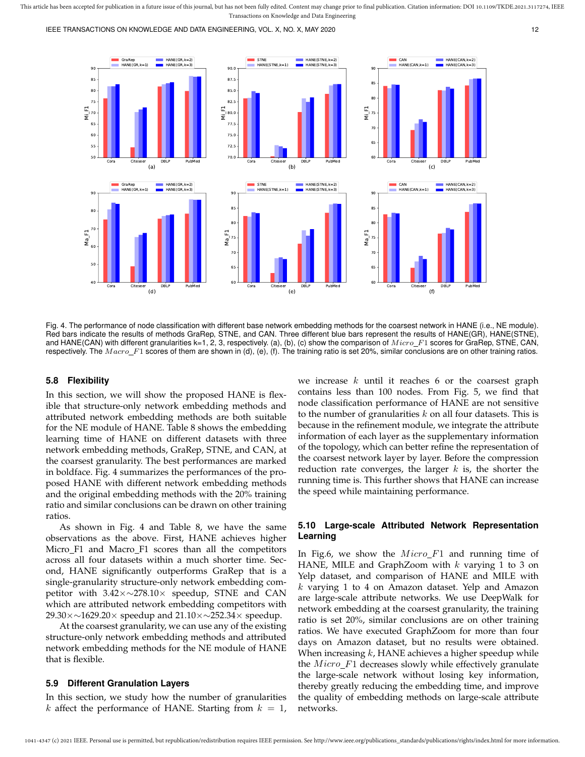Fig. 4. The performance of node classification with different base network embedding methods for the coarsest network in HANE (i.e., NE module). Red bars indicate the results of methods GraRep, STNE, and CAN. Three different blue bars represent the results of HANE(GR), HANE(STNE), and HANE(CAN) with different granularities k=1, 2, 3, respectively. (a), (b), (c) show the comparison of $Micro\_F1$ scores for GraRep, STNE, CAN, respectively. The $Macro\_F1$ scores of them are shown in (d), (e), (f). The training ratio is set 20%, similar conclusions are on other training ratios.

### 5.8 Flexibility

In this section, we will show the proposed HANE is flexible that structure-only network embedding methods and attributed network embedding methods are both suitable for the NE module of HANE. Table 8 shows the embedding learning time of HANE on different datasets with three network embedding methods, GraRep, STNE, and CAN, at the coarsest granularity. The best performances are marked in boldface. Fig. 4 summarizes the performances of the proposed HANE with different network embedding methods and the original embedding methods with the 20% training ratio and similar conclusions can be drawn on other training ratios.

As shown in Fig. 4 and Table 8, we have the same observations as the above. First, HANE achieves higher Micro_F1 and Macro_F1 scores than all the competitors across all four datasets within a much shorter time. Second, HANE significantly outperforms GraRep that is a single-granularity structure-only network embedding competitor with 3.42×∼278.10× speedup, STNE and CAN which are attributed network embedding competitors with 29.30×∼1629.20× speedup and 21.10×∼252.34× speedup.

At the coarsest granularity, we can use any of the existing structure-only network embedding methods and attributed network embedding methods for the NE module of HANE that is flexible.

### 5.9 Different Granulation Layers

In this section, we study how the number of granularities $k$ affect the performance of HANE. Starting from $k = 1$, we increase $k$ until it reaches 6 or the coarsest graph contains less than 100 nodes. From Fig. 5, we find that node classification performance of HANE are not sensitive to the number of granularities $k$ on all four datasets. This is because in the refinement module, we integrate the attribute information of each layer as the supplementary information of the topology, which can better refine the representation of the coarsest network layer by layer. Before the compression reduction rate converges, the larger $k$ is, the shorter the running time is. This further shows that HANE can increase the speed while maintaining performance.

### 5.10 Large-scale Attributed Network Representation Learning

In Fig.6, we show the $Micro\_F1$ and running time of HANE, MILE and GraphZoom with $k$ varying 1 to 3 on Yelp dataset, and comparison of HANE and MILE with $k$ varying 1 to 4 on Amazon dataset. Yelp and Amazon are large-scale attribute networks. We use DeepWalk for network embedding at the coarsest granularity, the training ratio is set 20%, similar conclusions are on other training ratios. We have executed GraphZoom for more than four days on Amazon dataset, but no results were obtained. When increasing $k$, HANE achieves a higher speedup while the $Micro\_F1$ decreases slowly while effectively granulate the large-scale network without losing key information, thereby greatly reducing the embedding time, and improve the quality of embedding methods on large-scale attribute networks.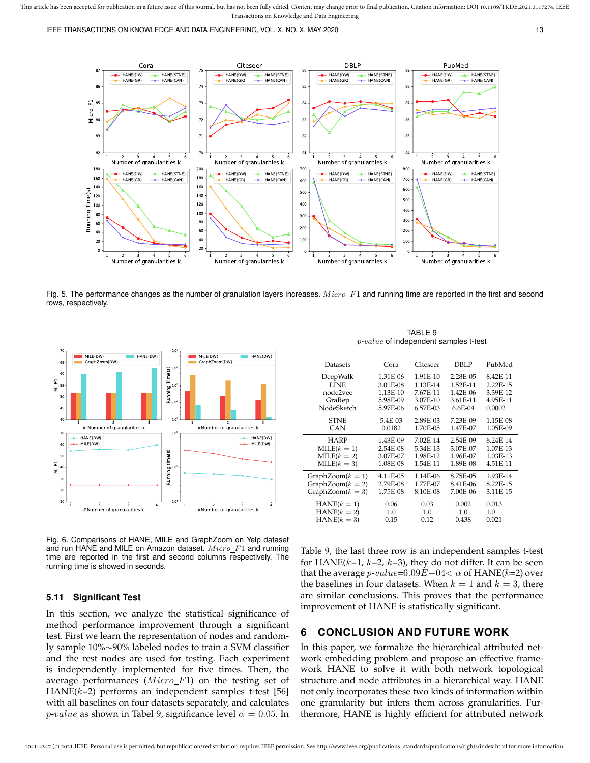Fig. 5. The performance changes as the number of granulation layers increases. $Micro\_F1$ and running time are reported in the first and second rows, respectively.

Fig. 6. Comparisons of HANE, MILE and GraphZoom on Yelp dataset and run HANE and MILE on Amazon dataset. $Micro\_F1$ and running time are reported in the first and second columns respectively. The running time is showed in seconds.

### 5.11 Significant Test

In this section, we analyze the statistical significance of method performance improvement through a significant test. First we learn the representation of nodes and randomly sample 10%∼90% labeled nodes to train a SVM classifier and the test nodes are used for testing. Each experiment is independently implemented for five times. Then, the average performances ($Micro\_F1$) on the testing set of HANE($k$=2) performs an independent samples t-test [56] with all baselines on four datasets separately, and calculates $p\text{-}value$ as shown in Tabel 9, significance level $\alpha = 0.05$. In Table 9, the last three row is an independent samples t-test for HANE($k$=1, $k$=2, $k$=3), they do not differ. It can be seen that the average $p\text{-}value$=6.09$E-04 < \alpha$ of HANE($k$=2) over the baselines in four datasets. When $k = 1$ and $k = 3$, there are similar conclusions. This proves that the performance improvement of HANE is statistically significant.

TABLE 9
$p\text{-}value$ of independent samples t-test

| Datasets | Cora | Citeseer | DBLP | PubMed |
|---|---|---|---|---|
| DeepWalk | 1.31E-06 | 1.91E-10 | 2.28E-05 | 8.42E-11 |
| LINE | 3.01E-08 | 1.13E-14 | 1.52E-11 | 2.22E-15 |
| node2vec | 1.13E-10 | 7.67E-11 | 1.42E-06 | 3.39E-12 |
| GraRep | 5.98E-09 | 3.07E-10 | 3.61E-11 | 4.95E-11 |
| NodeSketch | 5.97E-06 | 6.57E-03 | 6.6E-04 | 0.0002 |
| STNE | 5.4E-03 | 2.89E-03 | 7.23E-09 | 1.15E-08 |
| CAN | 0.0182 | 1.70E-05 | 1.47E-07 | 1.05E-09 |
| HARP | 1.43E-09 | 7.02E-14 | 2.54E-09 | 6.24E-14 |
| MILE($k=1$) | 2.54E-08 | 5.34E-13 | 3.07E-07 | 1.07E-13 |
| MILE($k=2$) | 3.07E-07 | 1.98E-12 | 1.96E-07 | 1.03E-13 |
| MILE($k=3$) | 1.08E-08 | 1.54E-11 | 1.89E-08 | 4.51E-11 |
| GraphZoom($k=1$) | 4.11E-05 | 1.14E-06 | 8.75E-05 | 1.93E-14 |
| GraphZoom($k=2$) | 2.79E-08 | 1.77E-07 | 8.41E-06 | 8.22E-15 |
| GraphZoom($k=3$) | 1.75E-08 | 8.10E-08 | 7.00E-06 | 3.11E-15 |
| HANE($k=1$) | 0.06 | 0.03 | 0.002 | 0.013 |
| HANE($k=2$) | 1.0 | 1.0 | 1.0 | 1.0 |
| HANE($k=3$) | 0.15 | 0.12 | 0.438 | 0.021 |

## 6 CONCLUSION AND FUTURE WORK

In this paper, we formalize the hierarchical attributed network embedding problem and propose an effective framework HANE to solve it with both network topological structure and node attributes in a hierarchical way. HANE not only incorporates these two kinds of information within one granularity but infers them across granularities. Furthermore, HANE is highly efficient for attributed network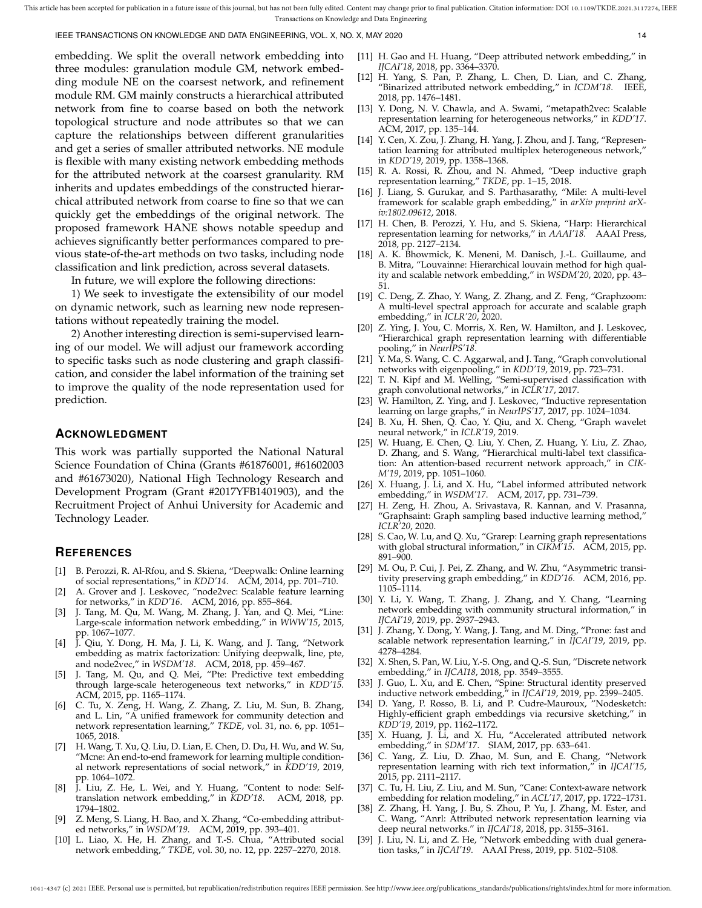embedding. We split the overall network embedding into three modules: granulation module GM, network embedding module NE on the coarsest network, and refinement module RM. GM mainly constructs a hierarchical attributed network from fine to coarse based on both the network topological structure and node attributes so that we can capture the relationships between different granularities and get a series of smaller attributed networks. NE module is flexible with many existing network embedding methods for the attributed network at the coarsest granularity. RM inherits and updates embeddings of the constructed hierarchical attributed network from coarse to fine so that we can quickly get the embeddings of the original network. The proposed framework HANE shows notable speedup and achieves significantly better performances compared to previous state-of-the-art methods on two tasks, including node classification and link prediction, across several datasets.

In future, we will explore the following directions:

1) We seek to investigate the extensibility of our model on dynamic network, such as learning new node representations without repeatedly training the model.

2) Another interesting direction is semi-supervised learning of our model. We will adjust our framework according to specific tasks such as node clustering and graph classification, and consider the label information of the training set to improve the quality of the node representation used for prediction.

## Acknowledgment

This work was partially supported the National Natural Science Foundation of China (Grants #61876001, #61602003 and #61673020), National High Technology Research and Development Program (Grant #2017YFB1401903), and the Recruitment Project of Anhui University for Academic and Technology Leader.

## References

- [1] B. Perozzi, R. Al-Rfou, and S. Skiena, "Deepwalk: Online learning of social representations," in *KDD'14*. ACM, 2014, pp. 701–710.
- [2] A. Grover and J. Leskovec, "node2vec: Scalable feature learning for networks," in *KDD'16*. ACM, 2016, pp. 855–864.
- [3] J. Tang, M. Qu, M. Wang, M. Zhang, J. Yan, and Q. Mei, "Line: Large-scale information network embedding," in *WWW'15*, 2015, pp. 1067–1077.
- [4] J. Qiu, Y. Dong, H. Ma, J. Li, K. Wang, and J. Tang, "Network embedding as matrix factorization: Unifying deepwalk, line, pte, and node2vec," in *WSDM'18*. ACM, 2018, pp. 459–467.
- [5] J. Tang, M. Qu, and Q. Mei, "Pte: Predictive text embedding through large-scale heterogeneous text networks," in *KDD'15*. ACM, 2015, pp. 1165–1174.
- [6] C. Tu, X. Zeng, H. Wang, Z. Zhang, Z. Liu, M. Sun, B. Zhang, and L. Lin, "A unified framework for community detection and network representation learning," *TKDE*, vol. 31, no. 6, pp. 1051–1065, 2018.
- [7] H. Wang, T. Xu, Q. Liu, D. Lian, E. Chen, D. Du, H. Wu, and W. Su, "Mcne: An end-to-end framework for learning multiple conditional network representations of social network," in *KDD'19*, 2019, pp. 1064–1072.
- [8] J. Liu, Z. He, L. Wei, and Y. Huang, "Content to node: Self-translation network embedding," in *KDD'18*. ACM, 2018, pp. 1794–1802.
- [9] Z. Meng, S. Liang, H. Bao, and X. Zhang, "Co-embedding attributed networks," in *WSDM'19*. ACM, 2019, pp. 393–401.
- [10] L. Liao, X. He, H. Zhang, and T.-S. Chua, "Attributed social network embedding," *TKDE*, vol. 30, no. 12, pp. 2257–2270, 2018.
- [11] H. Gao and H. Huang, "Deep attributed network embedding," in *IJCAI'18*, 2018, pp. 3364–3370.
- [12] H. Yang, S. Pan, P. Zhang, L. Chen, D. Lian, and C. Zhang, "Binarized attributed network embedding," in *ICDM'18*. IEEE, 2018, pp. 1476–1481.
- [13] Y. Dong, N. V. Chawla, and A. Swami, "metapath2vec: Scalable representation learning for heterogeneous networks," in *KDD'17*. ACM, 2017, pp. 135–144.
- [14] Y. Cen, X. Zou, J. Zhang, H. Yang, J. Zhou, and J. Tang, "Representation learning for attributed multiplex heterogeneous network," in *KDD'19*, 2019, pp. 1358–1368.
- [15] R. A. Rossi, R. Zhou, and N. Ahmed, "Deep inductive graph representation learning," *TKDE*, pp. 1–15, 2018.
- [16] J. Liang, S. Gurukar, and S. Parthasarathy, "Mile: A multi-level framework for scalable graph embedding," in *arXiv preprint arXiv:1802.09612*, 2018.
- [17] H. Chen, B. Perozzi, Y. Hu, and S. Skiena, "Harp: Hierarchical representation learning for networks," in *AAAI'18*. AAAI Press, 2018, pp. 2127–2134.
- [18] A. K. Bhowmick, K. Meneni, M. Danisch, J.-L. Guillaume, and B. Mitra, "Louvainne: Hierarchical louvain method for high quality and scalable network embedding," in *WSDM'20*, 2020, pp. 43–51.
- [19] C. Deng, Z. Zhao, Y. Wang, Z. Zhang, and Z. Feng, "Graphzoom: A multi-level spectral approach for accurate and scalable graph embedding," in *ICLR'20*, 2020.
- [20] Z. Ying, J. You, C. Morris, X. Ren, W. Hamilton, and J. Leskovec, "Hierarchical graph representation learning with differentiable pooling," in *NeurIPS'18*.
- [21] Y. Ma, S. Wang, C. C. Aggarwal, and J. Tang, "Graph convolutional networks with eigenpooling," in *KDD'19*, 2019, pp. 723–731.
- [22] T. N. Kipf and M. Welling, "Semi-supervised classification with graph convolutional networks," in *ICLR'17*, 2017.
- [23] W. Hamilton, Z. Ying, and J. Leskovec, "Inductive representation learning on large graphs," in *NeurIPS'17*, 2017, pp. 1024–1034.
- [24] B. Xu, H. Shen, Q. Cao, Y. Qiu, and X. Cheng, "Graph wavelet neural network," in *ICLR'19*, 2019.
- [25] W. Huang, E. Chen, Q. Liu, Y. Chen, Z. Huang, Y. Liu, Z. Zhao, D. Zhang, and S. Wang, "Hierarchical multi-label text classification: An attention-based recurrent network approach," in *CIKM'19*, 2019, pp. 1051–1060.
- [26] X. Huang, J. Li, and X. Hu, "Label informed attributed network embedding," in *WSDM'17*. ACM, 2017, pp. 731–739.
- [27] H. Zeng, H. Zhou, A. Srivastava, R. Kannan, and V. Prasanna, "Graphsaint: Graph sampling based inductive learning method," *ICLR'20*, 2020.
- [28] S. Cao, W. Lu, and Q. Xu, "Grarep: Learning graph representations with global structural information," in *CIKM'15*. ACM, 2015, pp. 891–900.
- [29] M. Ou, P. Cui, J. Pei, Z. Zhang, and W. Zhu, "Asymmetric transitivity preserving graph embedding," in *KDD'16*. ACM, 2016, pp. 1105–1114.
- [30] Y. Li, Y. Wang, T. Zhang, J. Zhang, and Y. Chang, "Learning network embedding with community structural information," in *IJCAI'19*, 2019, pp. 2937–2943.
- [31] J. Zhang, Y. Dong, Y. Wang, J. Tang, and M. Ding, "Prone: fast and scalable network representation learning," in *IJCAI'19*, 2019, pp. 4278–4284.
- [32] X. Shen, S. Pan, W. Liu, Y.-S. Ong, and Q.-S. Sun, "Discrete network embedding," in *IJCAI18*, 2018, pp. 3549–3555.
- [33] J. Guo, L. Xu, and E. Chen, "Spine: Structural identity preserved inductive network embedding," in *IJCAI'19*, 2019, pp. 2399–2405.
- [34] D. Yang, P. Rosso, B. Li, and P. Cudre-Mauroux, "Nodesketch: Highly-efficient graph embeddings via recursive sketching," in *KDD'19*, 2019, pp. 1162–1172.
- [35] X. Huang, J. Li, and X. Hu, "Accelerated attributed network embedding," in *SDM'17*. SIAM, 2017, pp. 633–641.
- [36] C. Yang, Z. Liu, D. Zhao, M. Sun, and E. Chang, "Network representation learning with rich text information," in *IJCAI'15*, 2015, pp. 2111–2117.
- [37] C. Tu, H. Liu, Z. Liu, and M. Sun, "Cane: Context-aware network embedding for relation modeling," in *ACL'17*, 2017, pp. 1722–1731.
- [38] Z. Zhang, H. Yang, J. Bu, S. Zhou, P. Yu, J. Zhang, M. Ester, and C. Wang, "Anrl: Attributed network representation learning via deep neural networks." in *IJCAI'18*, 2018, pp. 3155–3161.
- [39] J. Liu, N. Li, and Z. He, "Network embedding with dual generation tasks," in *IJCAI'19*. AAAI Press, 2019, pp. 5102–5108.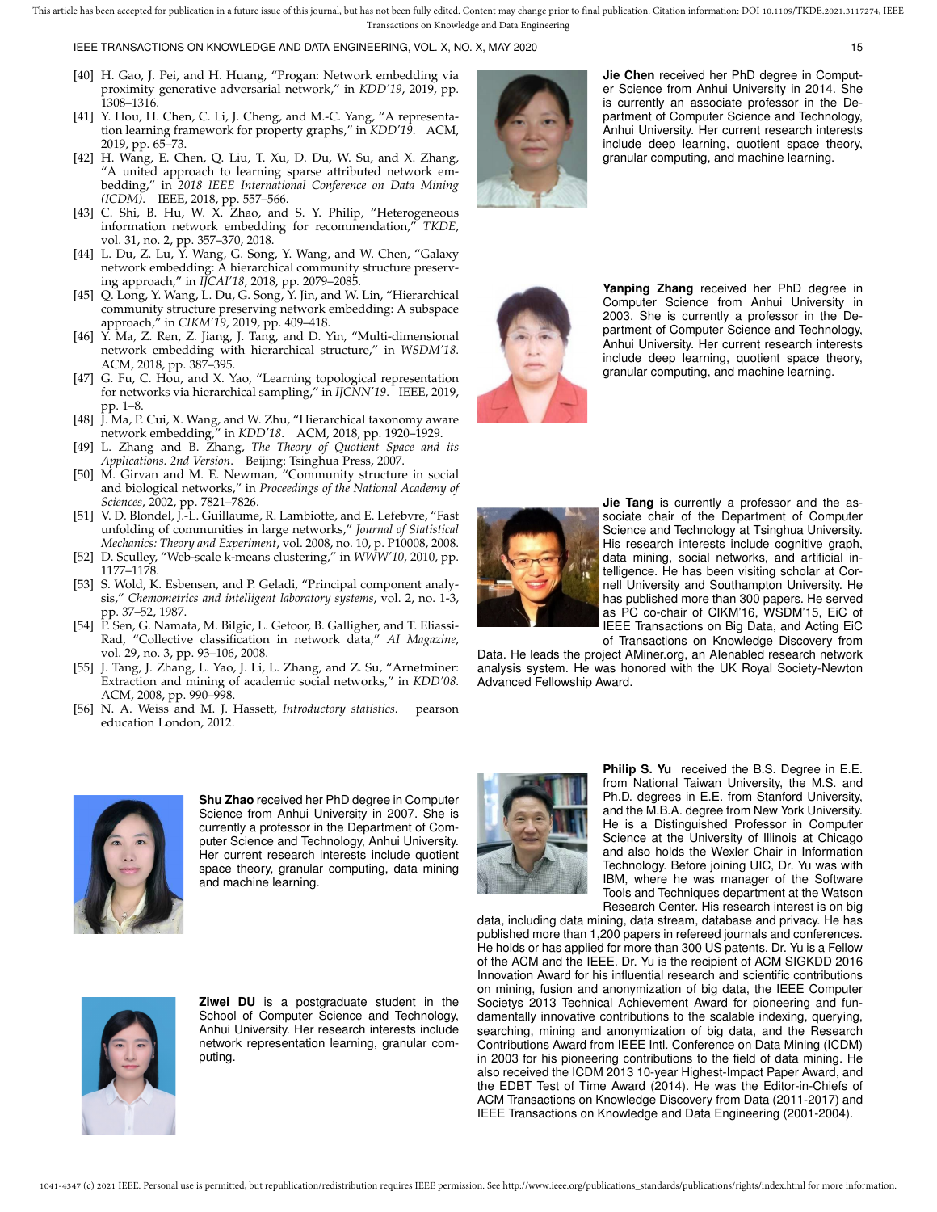[40] H. Gao, J. Pei, and H. Huang, "Progan: Network embedding via proximity generative adversarial network," in *KDD'19*, 2019, pp. 1308–1316.

[41] Y. Hou, H. Chen, C. Li, J. Cheng, and M.-C. Yang, "A representation learning framework for property graphs," in *KDD'19*. ACM, 2019, pp. 65–73.

[42] H. Wang, E. Chen, Q. Liu, T. Xu, D. Du, W. Su, and X. Zhang, "A united approach to learning sparse attributed network embedding," in *2018 IEEE International Conference on Data Mining (ICDM)*. IEEE, 2018, pp. 557–566.

[43] C. Shi, B. Hu, W. X. Zhao, and S. Y. Philip, "Heterogeneous information network embedding for recommendation," *TKDE*, vol. 31, no. 2, pp. 357–370, 2018.

[44] L. Du, Z. Lu, Y. Wang, G. Song, Y. Wang, and W. Chen, "Galaxy network embedding: A hierarchical community structure preserving approach," in *IJCAI'18*, 2018, pp. 2079–2085.

[45] Q. Long, Y. Wang, L. Du, G. Song, Y. Jin, and W. Lin, "Hierarchical community structure preserving network embedding: A subspace approach," in *CIKM'19*, 2019, pp. 409–418.

[46] Y. Ma, Z. Ren, Z. Jiang, J. Tang, and D. Yin, "Multi-dimensional network embedding with hierarchical structure," in *WSDM'18*. ACM, 2018, pp. 387–395.

[47] G. Fu, C. Hou, and X. Yao, "Learning topological representation for networks via hierarchical sampling," in *IJCNN'19*. IEEE, 2019, pp. 1–8.

[48] J. Ma, P. Cui, X. Wang, and W. Zhu, "Hierarchical taxonomy aware network embedding," in *KDD'18*. ACM, 2018, pp. 1920–1929.

[49] L. Zhang and B. Zhang, *The Theory of Quotient Space and its Applications. 2nd Version*. Beijing: Tsinghua Press, 2007.

[50] M. Girvan and M. E. Newman, "Community structure in social and biological networks," in *Proceedings of the National Academy of Sciences*, 2002, pp. 7821–7826.

[51] V. D. Blondel, J.-L. Guillaume, R. Lambiotte, and E. Lefebvre, "Fast unfolding of communities in large networks," *Journal of Statistical Mechanics: Theory and Experiment*, vol. 2008, no. 10, p. P10008, 2008.

[52] D. Sculley, "Web-scale k-means clustering," in *WWW'10*, 2010, pp. 1177–1178.

[53] S. Wold, K. Esbensen, and P. Geladi, "Principal component analysis," *Chemometrics and intelligent laboratory systems*, vol. 2, no. 1-3, pp. 37–52, 1987.

[54] P. Sen, G. Namata, M. Bilgic, L. Getoor, B. Galligher, and T. Eliassi-Rad, "Collective classification in network data," *AI Magazine*, vol. 29, no. 3, pp. 93–106, 2008.

[55] J. Tang, J. Zhang, L. Yao, J. Li, L. Zhang, and Z. Su, "Arnetminer: Extraction and mining of academic social networks," in *KDD'08*. ACM, 2008, pp. 990–998.

[56] N. A. Weiss and M. J. Hassett, *Introductory statistics*. pearson education London, 2012.

**Shu Zhao** received her PhD degree in Computer Science from Anhui University in 2007. She is currently a professor in the Department of Computer Science and Technology, Anhui University. Her current research interests include quotient space theory, granular computing, data mining and machine learning.

**Ziwei DU** is a postgraduate student in the School of Computer Science and Technology, Anhui University. Her research interests include network representation learning, granular computing.

**Jie Chen** received her PhD degree in Computer Science from Anhui University in 2014. She is currently an associate professor in the Department of Computer Science and Technology, Anhui University. Her current research interests include deep learning, quotient space theory, granular computing, and machine learning.

**Yanping Zhang** received her PhD degree in Computer Science from Anhui University in 2003. She is currently a professor in the Department of Computer Science and Technology, Anhui University. Her current research interests include deep learning, quotient space theory, granular computing, and machine learning.

**Jie Tang** is currently a professor and the associate chair of the Department of Computer Science and Technology at Tsinghua University. His research interests include cognitive graph, data mining, social networks, and artificial intelligence. He has been visiting scholar at Cornell University and Southampton University. He has published more than 300 papers. He served as PC co-chair of CIKM'16, WSDM'15, EiC of IEEE Transactions on Big Data, and Acting EiC of Transactions on Knowledge Discovery from Data. He leads the project AMiner.org, an AIenabled research network analysis system. He was honored with the UK Royal Society-Newton Advanced Fellowship Award.

**Philip S. Yu** received the B.S. Degree in E.E. from National Taiwan University, the M.S. and Ph.D. degrees in E.E. from Stanford University, and the M.B.A. degree from New York University. He is a Distinguished Professor in Computer Science at the University of Illinois at Chicago and also holds the Wexler Chair in Information Technology. Before joining UIC, Dr. Yu was with IBM, where he was manager of the Software Tools and Techniques department at the Watson Research Center. His research interest is on big data, including data mining, data stream, database and privacy. He has published more than 1,200 papers in refereed journals and conferences. He holds or has applied for more than 300 US patents. Dr. Yu is a Fellow of the ACM and the IEEE. Dr. Yu is the recipient of ACM SIGKDD 2016 Innovation Award for his influential research and scientific contributions on mining, fusion and anonymization of big data, the IEEE Computer Societys 2013 Technical Achievement Award for pioneering and fundamentally innovative contributions to the scalable indexing, querying, searching, mining and anonymization of big data, and the Research Contributions Award from IEEE Intl. Conference on Data Mining (ICDM) in 2003 for his pioneering contributions to the field of data mining. He also received the ICDM 2013 10-year Highest-Impact Paper Award, and the EDBT Test of Time Award (2014). He was the Editor-in-Chiefs of ACM Transactions on Knowledge Discovery from Data (2011-2017) and IEEE Transactions on Knowledge and Data Engineering (2001-2004).